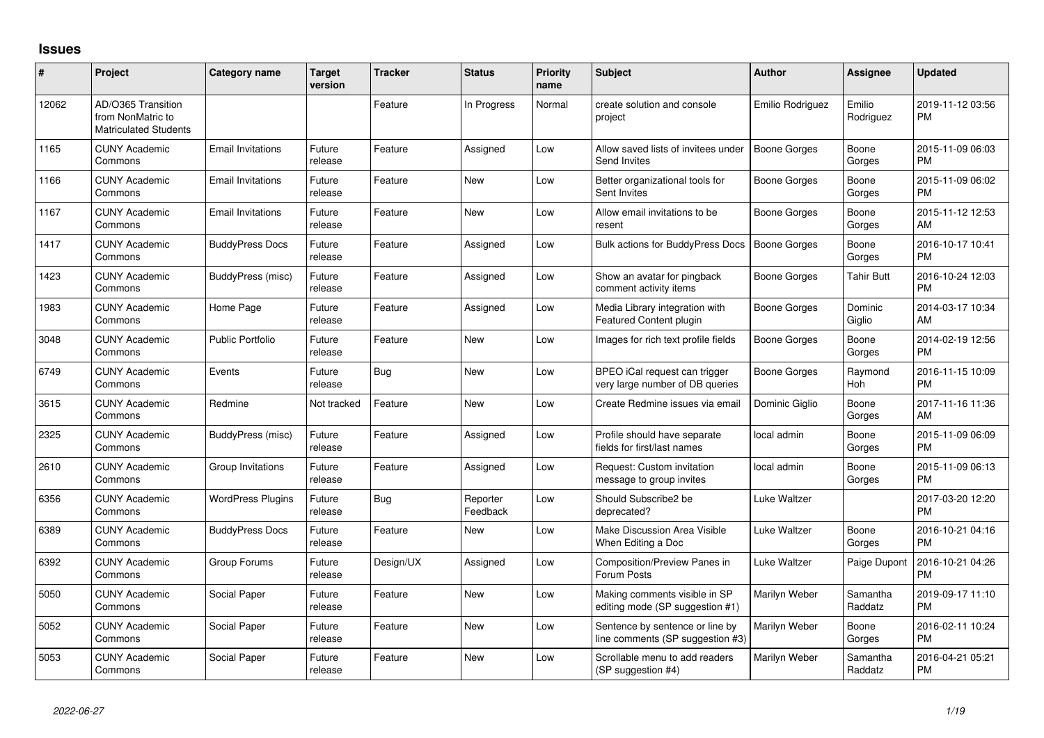## Issues

| # | Project | Category name | Target version | Tracker | Status | Priority name | Subject | Author | Assignee | Updated |
|---|---|---|---|---|---|---|---|---|---|---|
| 12062 | AD/O365 Transition from NonMatric to Matriculated Students | | | Feature | In Progress | Normal | create solution and console project | Emilio Rodriguez | Emilio Rodriguez | 2019-11-12 03:56 PM |
| 1165 | CUNY Academic Commons | Email Invitations | Future release | Feature | Assigned | Low | Allow saved lists of invitees under Send Invites | Boone Gorges | Boone Gorges | 2015-11-09 06:03 PM |
| 1166 | CUNY Academic Commons | Email Invitations | Future release | Feature | New | Low | Better organizational tools for Sent Invites | Boone Gorges | Boone Gorges | 2015-11-09 06:02 PM |
| 1167 | CUNY Academic Commons | Email Invitations | Future release | Feature | New | Low | Allow email invitations to be resent | Boone Gorges | Boone Gorges | 2015-11-12 12:53 AM |
| 1417 | CUNY Academic Commons | BuddyPress Docs | Future release | Feature | Assigned | Low | Bulk actions for BuddyPress Docs | Boone Gorges | Boone Gorges | 2016-10-17 10:41 PM |
| 1423 | CUNY Academic Commons | BuddyPress (misc) | Future release | Feature | Assigned | Low | Show an avatar for pingback comment activity items | Boone Gorges | Tahir Butt | 2016-10-24 12:03 PM |
| 1983 | CUNY Academic Commons | Home Page | Future release | Feature | Assigned | Low | Media Library integration with Featured Content plugin | Boone Gorges | Dominic Giglio | 2014-03-17 10:34 AM |
| 3048 | CUNY Academic Commons | Public Portfolio | Future release | Feature | New | Low | Images for rich text profile fields | Boone Gorges | Boone Gorges | 2014-02-19 12:56 PM |
| 6749 | CUNY Academic Commons | Events | Future release | Bug | New | Low | BPEO iCal request can trigger very large number of DB queries | Boone Gorges | Raymond Hoh | 2016-11-15 10:09 PM |
| 3615 | CUNY Academic Commons | Redmine | Not tracked | Feature | New | Low | Create Redmine issues via email | Dominic Giglio | Boone Gorges | 2017-11-16 11:36 AM |
| 2325 | CUNY Academic Commons | BuddyPress (misc) | Future release | Feature | Assigned | Low | Profile should have separate fields for first/last names | local admin | Boone Gorges | 2015-11-09 06:09 PM |
| 2610 | CUNY Academic Commons | Group Invitations | Future release | Feature | Assigned | Low | Request: Custom invitation message to group invites | local admin | Boone Gorges | 2015-11-09 06:13 PM |
| 6356 | CUNY Academic Commons | WordPress Plugins | Future release | Bug | Reporter Feedback | Low | Should Subscribe2 be deprecated? | Luke Waltzer | | 2017-03-20 12:20 PM |
| 6389 | CUNY Academic Commons | BuddyPress Docs | Future release | Feature | New | Low | Make Discussion Area Visible When Editing a Doc | Luke Waltzer | Boone Gorges | 2016-10-21 04:16 PM |
| 6392 | CUNY Academic Commons | Group Forums | Future release | Design/UX | Assigned | Low | Composition/Preview Panes in Forum Posts | Luke Waltzer | Paige Dupont | 2016-10-21 04:26 PM |
| 5050 | CUNY Academic Commons | Social Paper | Future release | Feature | New | Low | Making comments visible in SP editing mode (SP suggestion #1) | Marilyn Weber | Samantha Raddatz | 2019-09-17 11:10 PM |
| 5052 | CUNY Academic Commons | Social Paper | Future release | Feature | New | Low | Sentence by sentence or line by line comments (SP suggestion #3) | Marilyn Weber | Boone Gorges | 2016-02-11 10:24 PM |
| 5053 | CUNY Academic Commons | Social Paper | Future release | Feature | New | Low | Scrollable menu to add readers (SP suggestion #4) | Marilyn Weber | Samantha Raddatz | 2016-04-21 05:21 PM |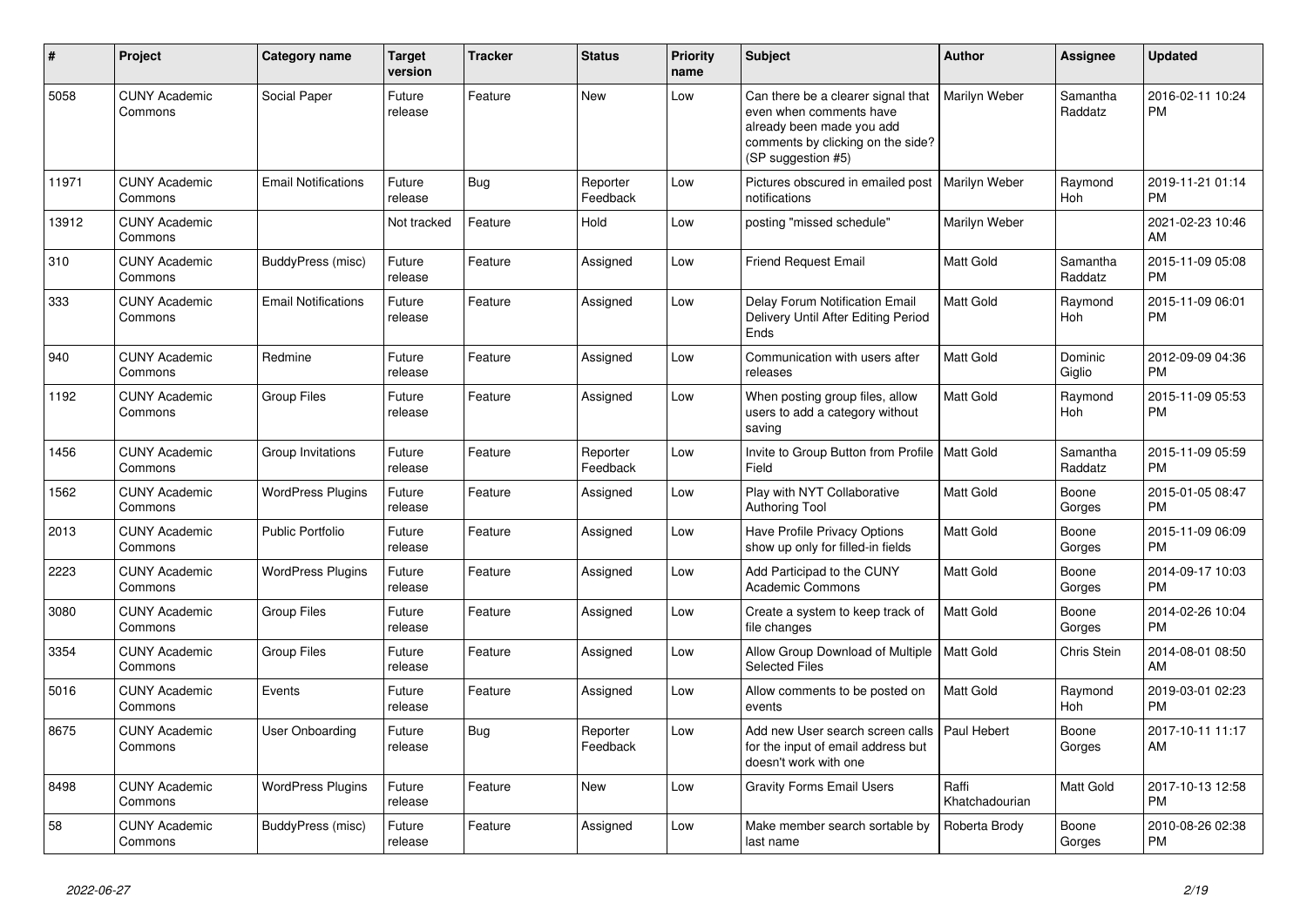| # | Project | Category name | Target version | Tracker | Status | Priority name | Subject | Author | Assignee | Updated |
|---|---|---|---|---|---|---|---|---|---|---|
| 5058 | CUNY Academic Commons | Social Paper | Future release | Feature | New | Low | Can there be a clearer signal that even when comments have already been made you add comments by clicking on the side? (SP suggestion #5) | Marilyn Weber | Samantha Raddatz | 2016-02-11 10:24 PM |
| 11971 | CUNY Academic Commons | Email Notifications | Future release | Bug | Reporter Feedback | Low | Pictures obscured in emailed post notifications | Marilyn Weber | Raymond Hoh | 2019-11-21 01:14 PM |
| 13912 | CUNY Academic Commons | | Not tracked | Feature | Hold | Low | posting "missed schedule" | Marilyn Weber | | 2021-02-23 10:46 AM |
| 310 | CUNY Academic Commons | BuddyPress (misc) | Future release | Feature | Assigned | Low | Friend Request Email | Matt Gold | Samantha Raddatz | 2015-11-09 05:08 PM |
| 333 | CUNY Academic Commons | Email Notifications | Future release | Feature | Assigned | Low | Delay Forum Notification Email Delivery Until After Editing Period Ends | Matt Gold | Raymond Hoh | 2015-11-09 06:01 PM |
| 940 | CUNY Academic Commons | Redmine | Future release | Feature | Assigned | Low | Communication with users after releases | Matt Gold | Dominic Giglio | 2012-09-09 04:36 PM |
| 1192 | CUNY Academic Commons | Group Files | Future release | Feature | Assigned | Low | When posting group files, allow users to add a category without saving | Matt Gold | Raymond Hoh | 2015-11-09 05:53 PM |
| 1456 | CUNY Academic Commons | Group Invitations | Future release | Feature | Reporter Feedback | Low | Invite to Group Button from Profile Field | Matt Gold | Samantha Raddatz | 2015-11-09 05:59 PM |
| 1562 | CUNY Academic Commons | WordPress Plugins | Future release | Feature | Assigned | Low | Play with NYT Collaborative Authoring Tool | Matt Gold | Boone Gorges | 2015-01-05 08:47 PM |
| 2013 | CUNY Academic Commons | Public Portfolio | Future release | Feature | Assigned | Low | Have Profile Privacy Options show up only for filled-in fields | Matt Gold | Boone Gorges | 2015-11-09 06:09 PM |
| 2223 | CUNY Academic Commons | WordPress Plugins | Future release | Feature | Assigned | Low | Add Participad to the CUNY Academic Commons | Matt Gold | Boone Gorges | 2014-09-17 10:03 PM |
| 3080 | CUNY Academic Commons | Group Files | Future release | Feature | Assigned | Low | Create a system to keep track of file changes | Matt Gold | Boone Gorges | 2014-02-26 10:04 PM |
| 3354 | CUNY Academic Commons | Group Files | Future release | Feature | Assigned | Low | Allow Group Download of Multiple Selected Files | Matt Gold | Chris Stein | 2014-08-01 08:50 AM |
| 5016 | CUNY Academic Commons | Events | Future release | Feature | Assigned | Low | Allow comments to be posted on events | Matt Gold | Raymond Hoh | 2019-03-01 02:23 PM |
| 8675 | CUNY Academic Commons | User Onboarding | Future release | Bug | Reporter Feedback | Low | Add new User search screen calls for the input of email address but doesn't work with one | Paul Hebert | Boone Gorges | 2017-10-11 11:17 AM |
| 8498 | CUNY Academic Commons | WordPress Plugins | Future release | Feature | New | Low | Gravity Forms Email Users | Raffi Khatchadourian | Matt Gold | 2017-10-13 12:58 PM |
| 58 | CUNY Academic Commons | BuddyPress (misc) | Future release | Feature | Assigned | Low | Make member search sortable by last name | Roberta Brody | Boone Gorges | 2010-08-26 02:38 PM |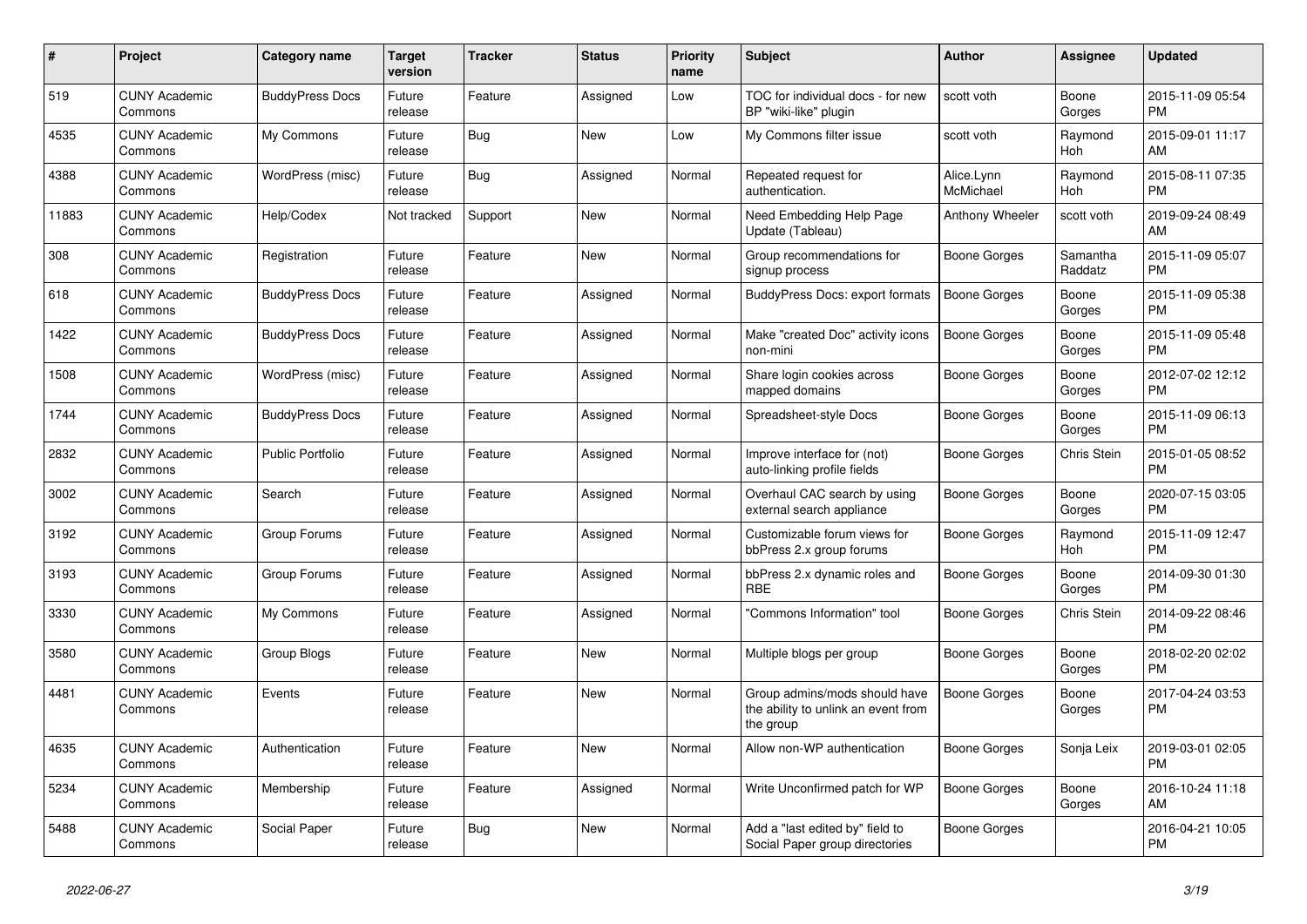| # | Project | Category name | Target version | Tracker | Status | Priority name | Subject | Author | Assignee | Updated |
|---|---|---|---|---|---|---|---|---|---|---|
| 519 | CUNY Academic Commons | BuddyPress Docs | Future release | Feature | Assigned | Low | TOC for individual docs - for new BP "wiki-like" plugin | scott voth | Boone Gorges | 2015-11-09 05:54 PM |
| 4535 | CUNY Academic Commons | My Commons | Future release | Bug | New | Low | My Commons filter issue | scott voth | Raymond Hoh | 2015-09-01 11:17 AM |
| 4388 | CUNY Academic Commons | WordPress (misc) | Future release | Bug | Assigned | Normal | Repeated request for authentication. | Alice.Lynn McMichael | Raymond Hoh | 2015-08-11 07:35 PM |
| 11883 | CUNY Academic Commons | Help/Codex | Not tracked | Support | New | Normal | Need Embedding Help Page Update (Tableau) | Anthony Wheeler | scott voth | 2019-09-24 08:49 AM |
| 308 | CUNY Academic Commons | Registration | Future release | Feature | New | Normal | Group recommendations for signup process | Boone Gorges | Samantha Raddatz | 2015-11-09 05:07 PM |
| 618 | CUNY Academic Commons | BuddyPress Docs | Future release | Feature | Assigned | Normal | BuddyPress Docs: export formats | Boone Gorges | Boone Gorges | 2015-11-09 05:38 PM |
| 1422 | CUNY Academic Commons | BuddyPress Docs | Future release | Feature | Assigned | Normal | Make "created Doc" activity icons non-mini | Boone Gorges | Boone Gorges | 2015-11-09 05:48 PM |
| 1508 | CUNY Academic Commons | WordPress (misc) | Future release | Feature | Assigned | Normal | Share login cookies across mapped domains | Boone Gorges | Boone Gorges | 2012-07-02 12:12 PM |
| 1744 | CUNY Academic Commons | BuddyPress Docs | Future release | Feature | Assigned | Normal | Spreadsheet-style Docs | Boone Gorges | Boone Gorges | 2015-11-09 06:13 PM |
| 2832 | CUNY Academic Commons | Public Portfolio | Future release | Feature | Assigned | Normal | Improve interface for (not) auto-linking profile fields | Boone Gorges | Chris Stein | 2015-01-05 08:52 PM |
| 3002 | CUNY Academic Commons | Search | Future release | Feature | Assigned | Normal | Overhaul CAC search by using external search appliance | Boone Gorges | Boone Gorges | 2020-07-15 03:05 PM |
| 3192 | CUNY Academic Commons | Group Forums | Future release | Feature | Assigned | Normal | Customizable forum views for bbPress 2.x group forums | Boone Gorges | Raymond Hoh | 2015-11-09 12:47 PM |
| 3193 | CUNY Academic Commons | Group Forums | Future release | Feature | Assigned | Normal | bbPress 2.x dynamic roles and RBE | Boone Gorges | Boone Gorges | 2014-09-30 01:30 PM |
| 3330 | CUNY Academic Commons | My Commons | Future release | Feature | Assigned | Normal | "Commons Information" tool | Boone Gorges | Chris Stein | 2014-09-22 08:46 PM |
| 3580 | CUNY Academic Commons | Group Blogs | Future release | Feature | New | Normal | Multiple blogs per group | Boone Gorges | Boone Gorges | 2018-02-20 02:02 PM |
| 4481 | CUNY Academic Commons | Events | Future release | Feature | New | Normal | Group admins/mods should have the ability to unlink an event from the group | Boone Gorges | Boone Gorges | 2017-04-24 03:53 PM |
| 4635 | CUNY Academic Commons | Authentication | Future release | Feature | New | Normal | Allow non-WP authentication | Boone Gorges | Sonja Leix | 2019-03-01 02:05 PM |
| 5234 | CUNY Academic Commons | Membership | Future release | Feature | Assigned | Normal | Write Unconfirmed patch for WP | Boone Gorges | Boone Gorges | 2016-10-24 11:18 AM |
| 5488 | CUNY Academic Commons | Social Paper | Future release | Bug | New | Normal | Add a "last edited by" field to Social Paper group directories | Boone Gorges | | 2016-04-21 10:05 PM |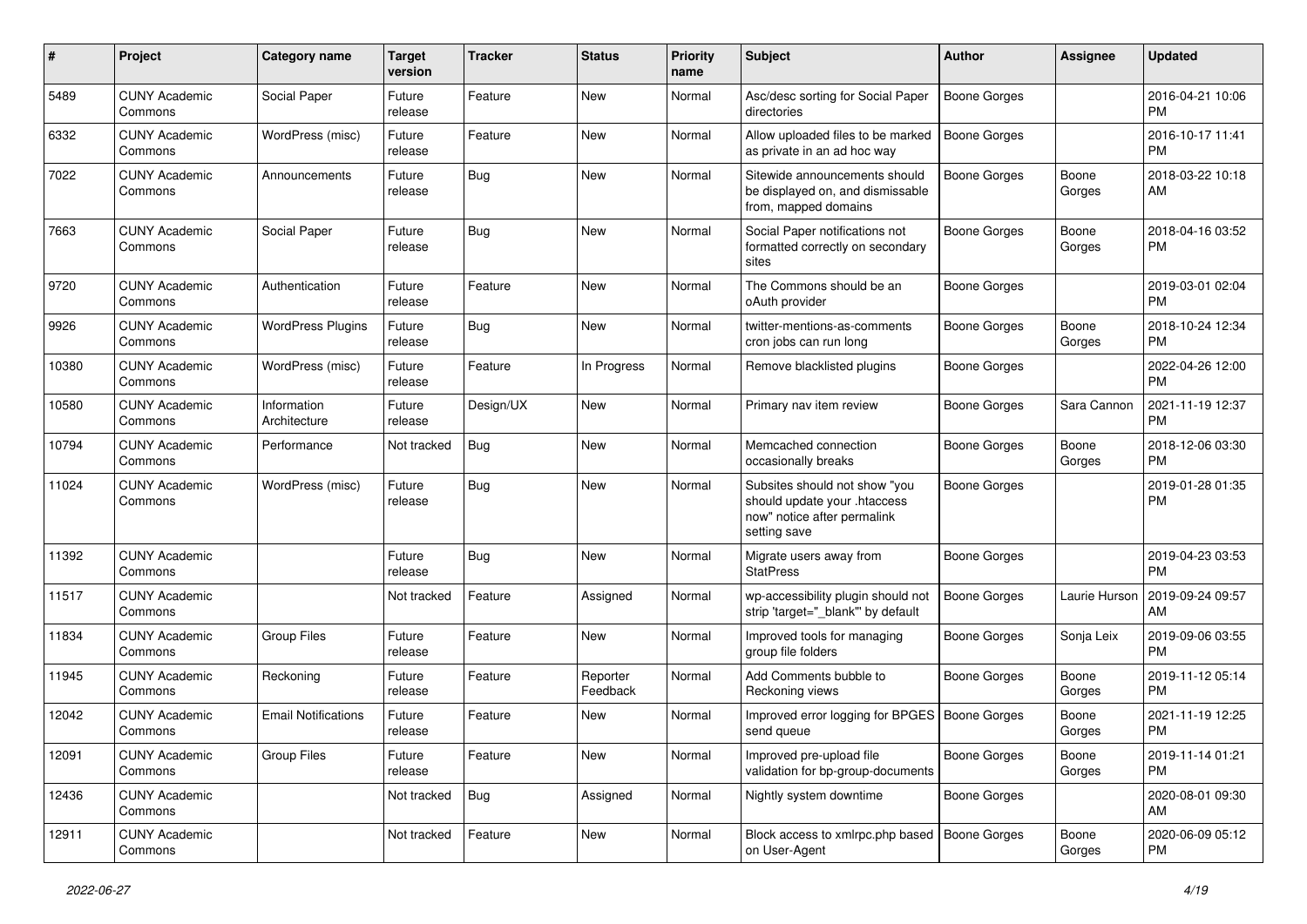| # | Project | Category name | Target version | Tracker | Status | Priority name | Subject | Author | Assignee | Updated |
|---|---|---|---|---|---|---|---|---|---|---|
| 5489 | CUNY Academic Commons | Social Paper | Future release | Feature | New | Normal | Asc/desc sorting for Social Paper directories | Boone Gorges | | 2016-04-21 10:06 PM |
| 6332 | CUNY Academic Commons | WordPress (misc) | Future release | Feature | New | Normal | Allow uploaded files to be marked as private in an ad hoc way | Boone Gorges | | 2016-10-17 11:41 PM |
| 7022 | CUNY Academic Commons | Announcements | Future release | Bug | New | Normal | Sitewide announcements should be displayed on, and dismissable from, mapped domains | Boone Gorges | Boone Gorges | 2018-03-22 10:18 AM |
| 7663 | CUNY Academic Commons | Social Paper | Future release | Bug | New | Normal | Social Paper notifications not formatted correctly on secondary sites | Boone Gorges | Boone Gorges | 2018-04-16 03:52 PM |
| 9720 | CUNY Academic Commons | Authentication | Future release | Feature | New | Normal | The Commons should be an oAuth provider | Boone Gorges | | 2019-03-01 02:04 PM |
| 9926 | CUNY Academic Commons | WordPress Plugins | Future release | Bug | New | Normal | twitter-mentions-as-comments cron jobs can run long | Boone Gorges | Boone Gorges | 2018-10-24 12:34 PM |
| 10380 | CUNY Academic Commons | WordPress (misc) | Future release | Feature | In Progress | Normal | Remove blacklisted plugins | Boone Gorges | | 2022-04-26 12:00 PM |
| 10580 | CUNY Academic Commons | Information Architecture | Future release | Design/UX | New | Normal | Primary nav item review | Boone Gorges | Sara Cannon | 2021-11-19 12:37 PM |
| 10794 | CUNY Academic Commons | Performance | Not tracked | Bug | New | Normal | Memcached connection occasionally breaks | Boone Gorges | Boone Gorges | 2018-12-06 03:30 PM |
| 11024 | CUNY Academic Commons | WordPress (misc) | Future release | Bug | New | Normal | Subsites should not show "you should update your .htaccess now" notice after permalink setting save | Boone Gorges | | 2019-01-28 01:35 PM |
| 11392 | CUNY Academic Commons | | Future release | Bug | New | Normal | Migrate users away from StatPress | Boone Gorges | | 2019-04-23 03:53 PM |
| 11517 | CUNY Academic Commons | | Not tracked | Feature | Assigned | Normal | wp-accessibility plugin should not strip 'target="_blank"' by default | Boone Gorges | Laurie Hurson | 2019-09-24 09:57 AM |
| 11834 | CUNY Academic Commons | Group Files | Future release | Feature | New | Normal | Improved tools for managing group file folders | Boone Gorges | Sonja Leix | 2019-09-06 03:55 PM |
| 11945 | CUNY Academic Commons | Reckoning | Future release | Feature | Reporter Feedback | Normal | Add Comments bubble to Reckoning views | Boone Gorges | Boone Gorges | 2019-11-12 05:14 PM |
| 12042 | CUNY Academic Commons | Email Notifications | Future release | Feature | New | Normal | Improved error logging for BPGES send queue | Boone Gorges | Boone Gorges | 2021-11-19 12:25 PM |
| 12091 | CUNY Academic Commons | Group Files | Future release | Feature | New | Normal | Improved pre-upload file validation for bp-group-documents | Boone Gorges | Boone Gorges | 2019-11-14 01:21 PM |
| 12436 | CUNY Academic Commons | | Not tracked | Bug | Assigned | Normal | Nightly system downtime | Boone Gorges | | 2020-08-01 09:30 AM |
| 12911 | CUNY Academic Commons | | Not tracked | Feature | New | Normal | Block access to xmlrpc.php based on User-Agent | Boone Gorges | Boone Gorges | 2020-06-09 05:12 PM |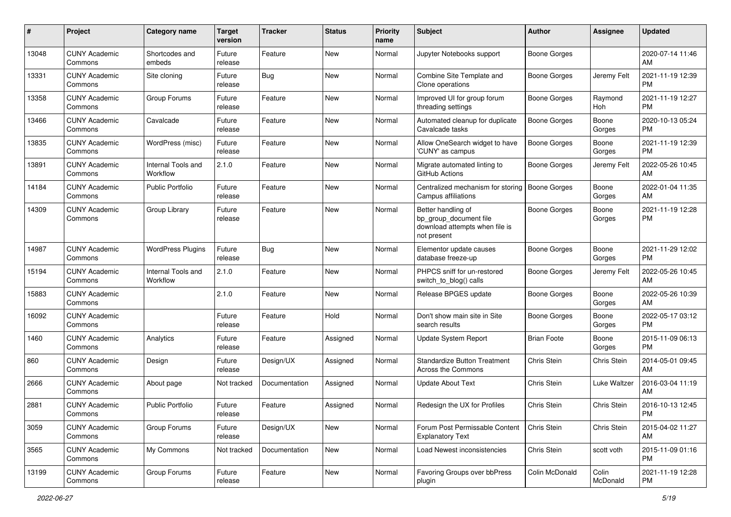| # | Project | Category name | Target version | Tracker | Status | Priority name | Subject | Author | Assignee | Updated |
|---|---|---|---|---|---|---|---|---|---|---|
| 13048 | CUNY Academic Commons | Shortcodes and embeds | Future release | Feature | New | Normal | Jupyter Notebooks support | Boone Gorges | | 2020-07-14 11:46 AM |
| 13331 | CUNY Academic Commons | Site cloning | Future release | Bug | New | Normal | Combine Site Template and Clone operations | Boone Gorges | Jeremy Felt | 2021-11-19 12:39 PM |
| 13358 | CUNY Academic Commons | Group Forums | Future release | Feature | New | Normal | Improved UI for group forum threading settings | Boone Gorges | Raymond Hoh | 2021-11-19 12:27 PM |
| 13466 | CUNY Academic Commons | Cavalcade | Future release | Feature | New | Normal | Automated cleanup for duplicate Cavalcade tasks | Boone Gorges | Boone Gorges | 2020-10-13 05:24 PM |
| 13835 | CUNY Academic Commons | WordPress (misc) | Future release | Feature | New | Normal | Allow OneSearch widget to have 'CUNY' as campus | Boone Gorges | Boone Gorges | 2021-11-19 12:39 PM |
| 13891 | CUNY Academic Commons | Internal Tools and Workflow | 2.1.0 | Feature | New | Normal | Migrate automated linting to GitHub Actions | Boone Gorges | Jeremy Felt | 2022-05-26 10:45 AM |
| 14184 | CUNY Academic Commons | Public Portfolio | Future release | Feature | New | Normal | Centralized mechanism for storing Campus affiliations | Boone Gorges | Boone Gorges | 2022-01-04 11:35 AM |
| 14309 | CUNY Academic Commons | Group Library | Future release | Feature | New | Normal | Better handling of bp_group_document file download attempts when file is not present | Boone Gorges | Boone Gorges | 2021-11-19 12:28 PM |
| 14987 | CUNY Academic Commons | WordPress Plugins | Future release | Bug | New | Normal | Elementor update causes database freeze-up | Boone Gorges | Boone Gorges | 2021-11-29 12:02 PM |
| 15194 | CUNY Academic Commons | Internal Tools and Workflow | 2.1.0 | Feature | New | Normal | PHPCS sniff for un-restored switch_to_blog() calls | Boone Gorges | Jeremy Felt | 2022-05-26 10:45 AM |
| 15883 | CUNY Academic Commons | | 2.1.0 | Feature | New | Normal | Release BPGES update | Boone Gorges | Boone Gorges | 2022-05-26 10:39 AM |
| 16092 | CUNY Academic Commons | | Future release | Feature | Hold | Normal | Don't show main site in Site search results | Boone Gorges | Boone Gorges | 2022-05-17 03:12 PM |
| 1460 | CUNY Academic Commons | Analytics | Future release | Feature | Assigned | Normal | Update System Report | Brian Foote | Boone Gorges | 2015-11-09 06:13 PM |
| 860 | CUNY Academic Commons | Design | Future release | Design/UX | Assigned | Normal | Standardize Button Treatment Across the Commons | Chris Stein | Chris Stein | 2014-05-01 09:45 AM |
| 2666 | CUNY Academic Commons | About page | Not tracked | Documentation | Assigned | Normal | Update About Text | Chris Stein | Luke Waltzer | 2016-03-04 11:19 AM |
| 2881 | CUNY Academic Commons | Public Portfolio | Future release | Feature | Assigned | Normal | Redesign the UX for Profiles | Chris Stein | Chris Stein | 2016-10-13 12:45 PM |
| 3059 | CUNY Academic Commons | Group Forums | Future release | Design/UX | New | Normal | Forum Post Permissable Content Explanatory Text | Chris Stein | Chris Stein | 2015-04-02 11:27 AM |
| 3565 | CUNY Academic Commons | My Commons | Not tracked | Documentation | New | Normal | Load Newest inconsistencies | Chris Stein | scott voth | 2015-11-09 01:16 PM |
| 13199 | CUNY Academic Commons | Group Forums | Future release | Feature | New | Normal | Favoring Groups over bbPress plugin | Colin McDonald | Colin McDonald | 2021-11-19 12:28 PM |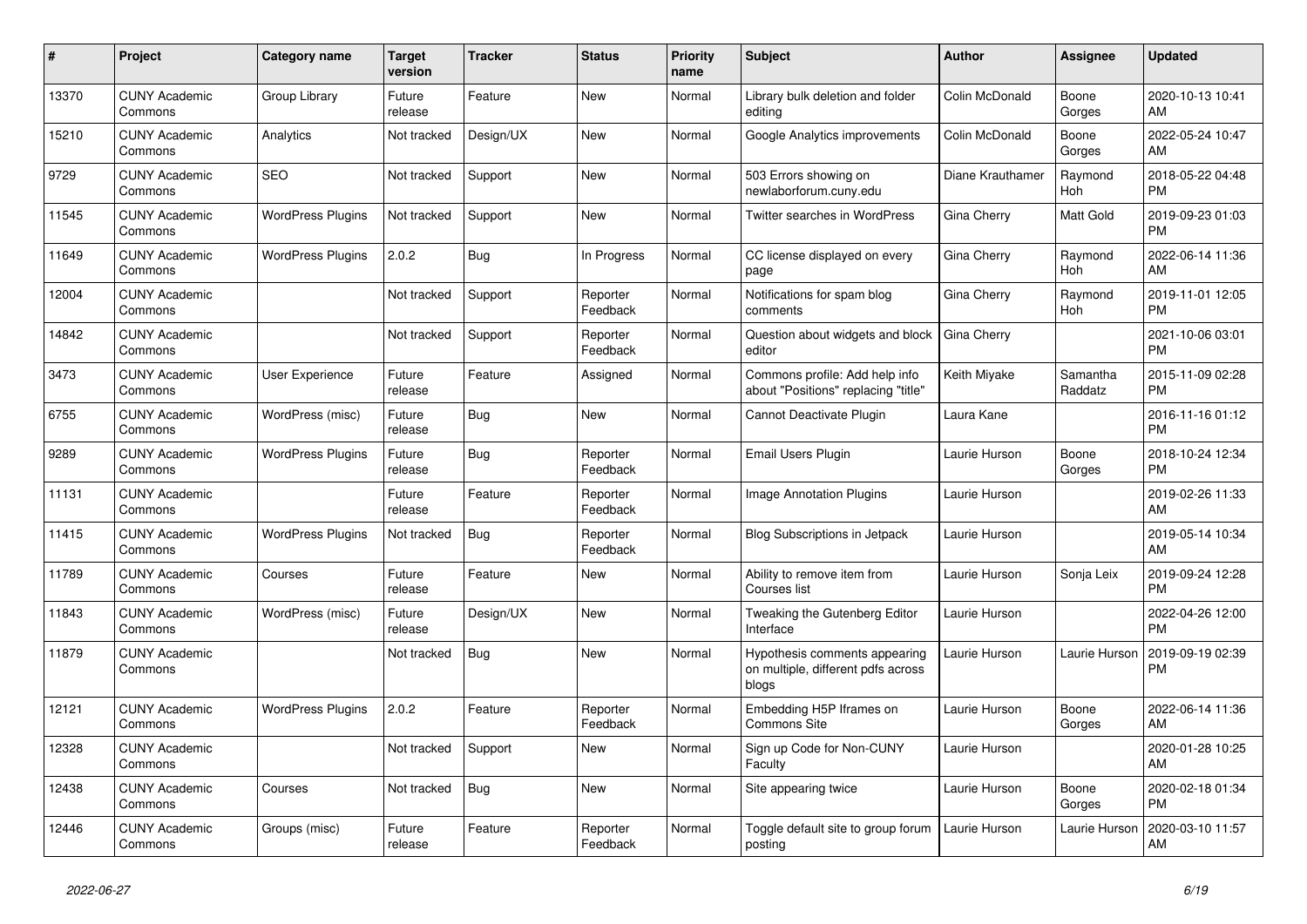| # | Project | Category name | Target version | Tracker | Status | Priority name | Subject | Author | Assignee | Updated |
|---|---|---|---|---|---|---|---|---|---|---|
| 13370 | CUNY Academic Commons | Group Library | Future release | Feature | New | Normal | Library bulk deletion and folder editing | Colin McDonald | Boone Gorges | 2020-10-13 10:41 AM |
| 15210 | CUNY Academic Commons | Analytics | Not tracked | Design/UX | New | Normal | Google Analytics improvements | Colin McDonald | Boone Gorges | 2022-05-24 10:47 AM |
| 9729 | CUNY Academic Commons | SEO | Not tracked | Support | New | Normal | 503 Errors showing on newlaborforum.cuny.edu | Diane Krauthamer | Raymond Hoh | 2018-05-22 04:48 PM |
| 11545 | CUNY Academic Commons | WordPress Plugins | Not tracked | Support | New | Normal | Twitter searches in WordPress | Gina Cherry | Matt Gold | 2019-09-23 01:03 PM |
| 11649 | CUNY Academic Commons | WordPress Plugins | 2.0.2 | Bug | In Progress | Normal | CC license displayed on every page | Gina Cherry | Raymond Hoh | 2022-06-14 11:36 AM |
| 12004 | CUNY Academic Commons | | Not tracked | Support | Reporter Feedback | Normal | Notifications for spam blog comments | Gina Cherry | Raymond Hoh | 2019-11-01 12:05 PM |
| 14842 | CUNY Academic Commons | | Not tracked | Support | Reporter Feedback | Normal | Question about widgets and block editor | Gina Cherry | | 2021-10-06 03:01 PM |
| 3473 | CUNY Academic Commons | User Experience | Future release | Feature | Assigned | Normal | Commons profile: Add help info about "Positions" replacing "title" | Keith Miyake | Samantha Raddatz | 2015-11-09 02:28 PM |
| 6755 | CUNY Academic Commons | WordPress (misc) | Future release | Bug | New | Normal | Cannot Deactivate Plugin | Laura Kane | | 2016-11-16 01:12 PM |
| 9289 | CUNY Academic Commons | WordPress Plugins | Future release | Bug | Reporter Feedback | Normal | Email Users Plugin | Laurie Hurson | Boone Gorges | 2018-10-24 12:34 PM |
| 11131 | CUNY Academic Commons | | Future release | Feature | Reporter Feedback | Normal | Image Annotation Plugins | Laurie Hurson | | 2019-02-26 11:33 AM |
| 11415 | CUNY Academic Commons | WordPress Plugins | Not tracked | Bug | Reporter Feedback | Normal | Blog Subscriptions in Jetpack | Laurie Hurson | | 2019-05-14 10:34 AM |
| 11789 | CUNY Academic Commons | Courses | Future release | Feature | New | Normal | Ability to remove item from Courses list | Laurie Hurson | Sonja Leix | 2019-09-24 12:28 PM |
| 11843 | CUNY Academic Commons | WordPress (misc) | Future release | Design/UX | New | Normal | Tweaking the Gutenberg Editor Interface | Laurie Hurson | | 2022-04-26 12:00 PM |
| 11879 | CUNY Academic Commons | | Not tracked | Bug | New | Normal | Hypothesis comments appearing on multiple, different pdfs across blogs | Laurie Hurson | Laurie Hurson | 2019-09-19 02:39 PM |
| 12121 | CUNY Academic Commons | WordPress Plugins | 2.0.2 | Feature | Reporter Feedback | Normal | Embedding H5P Iframes on Commons Site | Laurie Hurson | Boone Gorges | 2022-06-14 11:36 AM |
| 12328 | CUNY Academic Commons | | Not tracked | Support | New | Normal | Sign up Code for Non-CUNY Faculty | Laurie Hurson | | 2020-01-28 10:25 AM |
| 12438 | CUNY Academic Commons | Courses | Not tracked | Bug | New | Normal | Site appearing twice | Laurie Hurson | Boone Gorges | 2020-02-18 01:34 PM |
| 12446 | CUNY Academic Commons | Groups (misc) | Future release | Feature | Reporter Feedback | Normal | Toggle default site to group forum posting | Laurie Hurson | Laurie Hurson | 2020-03-10 11:57 AM |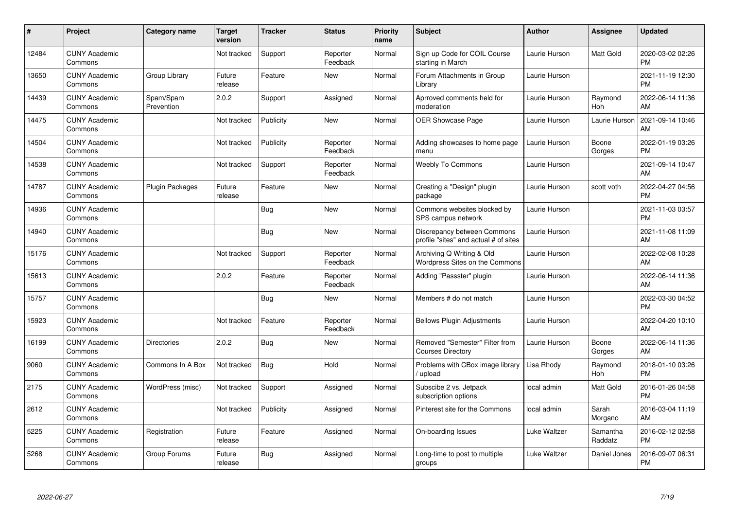| # | Project | Category name | Target version | Tracker | Status | Priority name | Subject | Author | Assignee | Updated |
|---|---|---|---|---|---|---|---|---|---|---|
| 12484 | CUNY Academic Commons | | Not tracked | Support | Reporter Feedback | Normal | Sign up Code for COIL Course starting in March | Laurie Hurson | Matt Gold | 2020-03-02 02:26 PM |
| 13650 | CUNY Academic Commons | Group Library | Future release | Feature | New | Normal | Forum Attachments in Group Library | Laurie Hurson | | 2021-11-19 12:30 PM |
| 14439 | CUNY Academic Commons | Spam/Spam Prevention | 2.0.2 | Support | Assigned | Normal | Aprroved comments held for moderation | Laurie Hurson | Raymond Hoh | 2022-06-14 11:36 AM |
| 14475 | CUNY Academic Commons | | Not tracked | Publicity | New | Normal | OER Showcase Page | Laurie Hurson | Laurie Hurson | 2021-09-14 10:46 AM |
| 14504 | CUNY Academic Commons | | Not tracked | Publicity | Reporter Feedback | Normal | Adding showcases to home page menu | Laurie Hurson | Boone Gorges | 2022-01-19 03:26 PM |
| 14538 | CUNY Academic Commons | | Not tracked | Support | Reporter Feedback | Normal | Weebly To Commons | Laurie Hurson | | 2021-09-14 10:47 AM |
| 14787 | CUNY Academic Commons | Plugin Packages | Future release | Feature | New | Normal | Creating a "Design" plugin package | Laurie Hurson | scott voth | 2022-04-27 04:56 PM |
| 14936 | CUNY Academic Commons | | | Bug | New | Normal | Commons websites blocked by SPS campus network | Laurie Hurson | | 2021-11-03 03:57 PM |
| 14940 | CUNY Academic Commons | | | Bug | New | Normal | Discrepancy between Commons profile "sites" and actual # of sites | Laurie Hurson | | 2021-11-08 11:09 AM |
| 15176 | CUNY Academic Commons | | Not tracked | Support | Reporter Feedback | Normal | Archiving Q Writing & Old Wordpress Sites on the Commons | Laurie Hurson | | 2022-02-08 10:28 AM |
| 15613 | CUNY Academic Commons | | 2.0.2 | Feature | Reporter Feedback | Normal | Adding "Passster" plugin | Laurie Hurson | | 2022-06-14 11:36 AM |
| 15757 | CUNY Academic Commons | | | Bug | New | Normal | Members # do not match | Laurie Hurson | | 2022-03-30 04:52 PM |
| 15923 | CUNY Academic Commons | | Not tracked | Feature | Reporter Feedback | Normal | Bellows Plugin Adjustments | Laurie Hurson | | 2022-04-20 10:10 AM |
| 16199 | CUNY Academic Commons | Directories | 2.0.2 | Bug | New | Normal | Removed "Semester" Filter from Courses Directory | Laurie Hurson | Boone Gorges | 2022-06-14 11:36 AM |
| 9060 | CUNY Academic Commons | Commons In A Box | Not tracked | Bug | Hold | Normal | Problems with CBox image library / upload | Lisa Rhody | Raymond Hoh | 2018-01-10 03:26 PM |
| 2175 | CUNY Academic Commons | WordPress (misc) | Not tracked | Support | Assigned | Normal | Subscibe 2 vs. Jetpack subscription options | local admin | Matt Gold | 2016-01-26 04:58 PM |
| 2612 | CUNY Academic Commons | | Not tracked | Publicity | Assigned | Normal | Pinterest site for the Commons | local admin | Sarah Morgano | 2016-03-04 11:19 AM |
| 5225 | CUNY Academic Commons | Registration | Future release | Feature | Assigned | Normal | On-boarding Issues | Luke Waltzer | Samantha Raddatz | 2016-02-12 02:58 PM |
| 5268 | CUNY Academic Commons | Group Forums | Future release | Bug | Assigned | Normal | Long-time to post to multiple groups | Luke Waltzer | Daniel Jones | 2016-09-07 06:31 PM |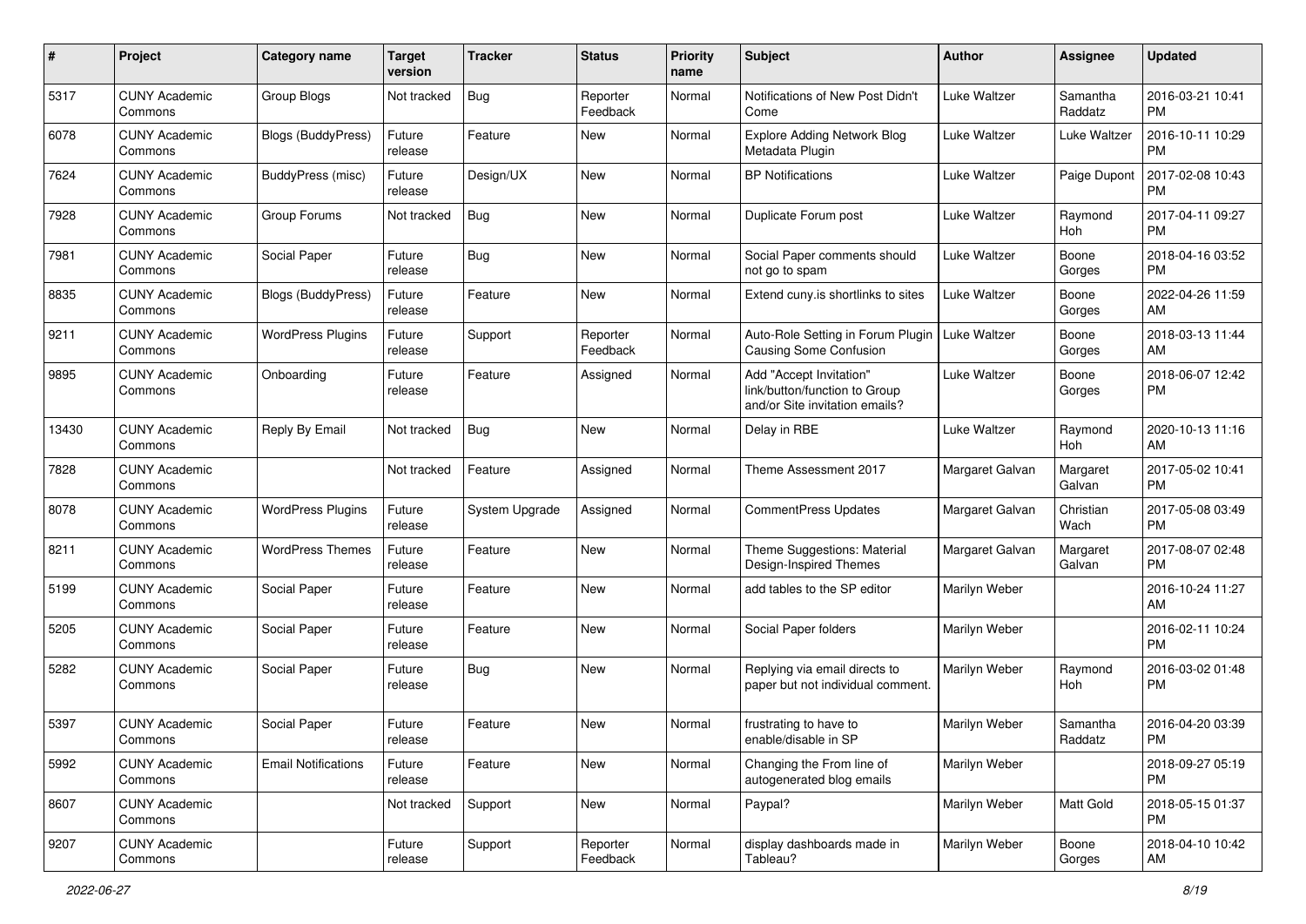| # | Project | Category name | Target version | Tracker | Status | Priority name | Subject | Author | Assignee | Updated |
|---|---|---|---|---|---|---|---|---|---|---|
| 5317 | CUNY Academic Commons | Group Blogs | Not tracked | Bug | Reporter Feedback | Normal | Notifications of New Post Didn't Come | Luke Waltzer | Samantha Raddatz | 2016-03-21 10:41 PM |
| 6078 | CUNY Academic Commons | Blogs (BuddyPress) | Future release | Feature | New | Normal | Explore Adding Network Blog Metadata Plugin | Luke Waltzer | Luke Waltzer | 2016-10-11 10:29 PM |
| 7624 | CUNY Academic Commons | BuddyPress (misc) | Future release | Design/UX | New | Normal | BP Notifications | Luke Waltzer | Paige Dupont | 2017-02-08 10:43 PM |
| 7928 | CUNY Academic Commons | Group Forums | Not tracked | Bug | New | Normal | Duplicate Forum post | Luke Waltzer | Raymond Hoh | 2017-04-11 09:27 PM |
| 7981 | CUNY Academic Commons | Social Paper | Future release | Bug | New | Normal | Social Paper comments should not go to spam | Luke Waltzer | Boone Gorges | 2018-04-16 03:52 PM |
| 8835 | CUNY Academic Commons | Blogs (BuddyPress) | Future release | Feature | New | Normal | Extend cuny.is shortlinks to sites | Luke Waltzer | Boone Gorges | 2022-04-26 11:59 AM |
| 9211 | CUNY Academic Commons | WordPress Plugins | Future release | Support | Reporter Feedback | Normal | Auto-Role Setting in Forum Plugin Causing Some Confusion | Luke Waltzer | Boone Gorges | 2018-03-13 11:44 AM |
| 9895 | CUNY Academic Commons | Onboarding | Future release | Feature | Assigned | Normal | Add "Accept Invitation" link/button/function to Group and/or Site invitation emails? | Luke Waltzer | Boone Gorges | 2018-06-07 12:42 PM |
| 13430 | CUNY Academic Commons | Reply By Email | Not tracked | Bug | New | Normal | Delay in RBE | Luke Waltzer | Raymond Hoh | 2020-10-13 11:16 AM |
| 7828 | CUNY Academic Commons | | Not tracked | Feature | Assigned | Normal | Theme Assessment 2017 | Margaret Galvan | Margaret Galvan | 2017-05-02 10:41 PM |
| 8078 | CUNY Academic Commons | WordPress Plugins | Future release | System Upgrade | Assigned | Normal | CommentPress Updates | Margaret Galvan | Christian Wach | 2017-05-08 03:49 PM |
| 8211 | CUNY Academic Commons | WordPress Themes | Future release | Feature | New | Normal | Theme Suggestions: Material Design-Inspired Themes | Margaret Galvan | Margaret Galvan | 2017-08-07 02:48 PM |
| 5199 | CUNY Academic Commons | Social Paper | Future release | Feature | New | Normal | add tables to the SP editor | Marilyn Weber | | 2016-10-24 11:27 AM |
| 5205 | CUNY Academic Commons | Social Paper | Future release | Feature | New | Normal | Social Paper folders | Marilyn Weber | | 2016-02-11 10:24 PM |
| 5282 | CUNY Academic Commons | Social Paper | Future release | Bug | New | Normal | Replying via email directs to paper but not individual comment. | Marilyn Weber | Raymond Hoh | 2016-03-02 01:48 PM |
| 5397 | CUNY Academic Commons | Social Paper | Future release | Feature | New | Normal | frustrating to have to enable/disable in SP | Marilyn Weber | Samantha Raddatz | 2016-04-20 03:39 PM |
| 5992 | CUNY Academic Commons | Email Notifications | Future release | Feature | New | Normal | Changing the From line of autogenerated blog emails | Marilyn Weber | | 2018-09-27 05:19 PM |
| 8607 | CUNY Academic Commons | | Not tracked | Support | New | Normal | Paypal? | Marilyn Weber | Matt Gold | 2018-05-15 01:37 PM |
| 9207 | CUNY Academic Commons | | Future release | Support | Reporter Feedback | Normal | display dashboards made in Tableau? | Marilyn Weber | Boone Gorges | 2018-04-10 10:42 AM |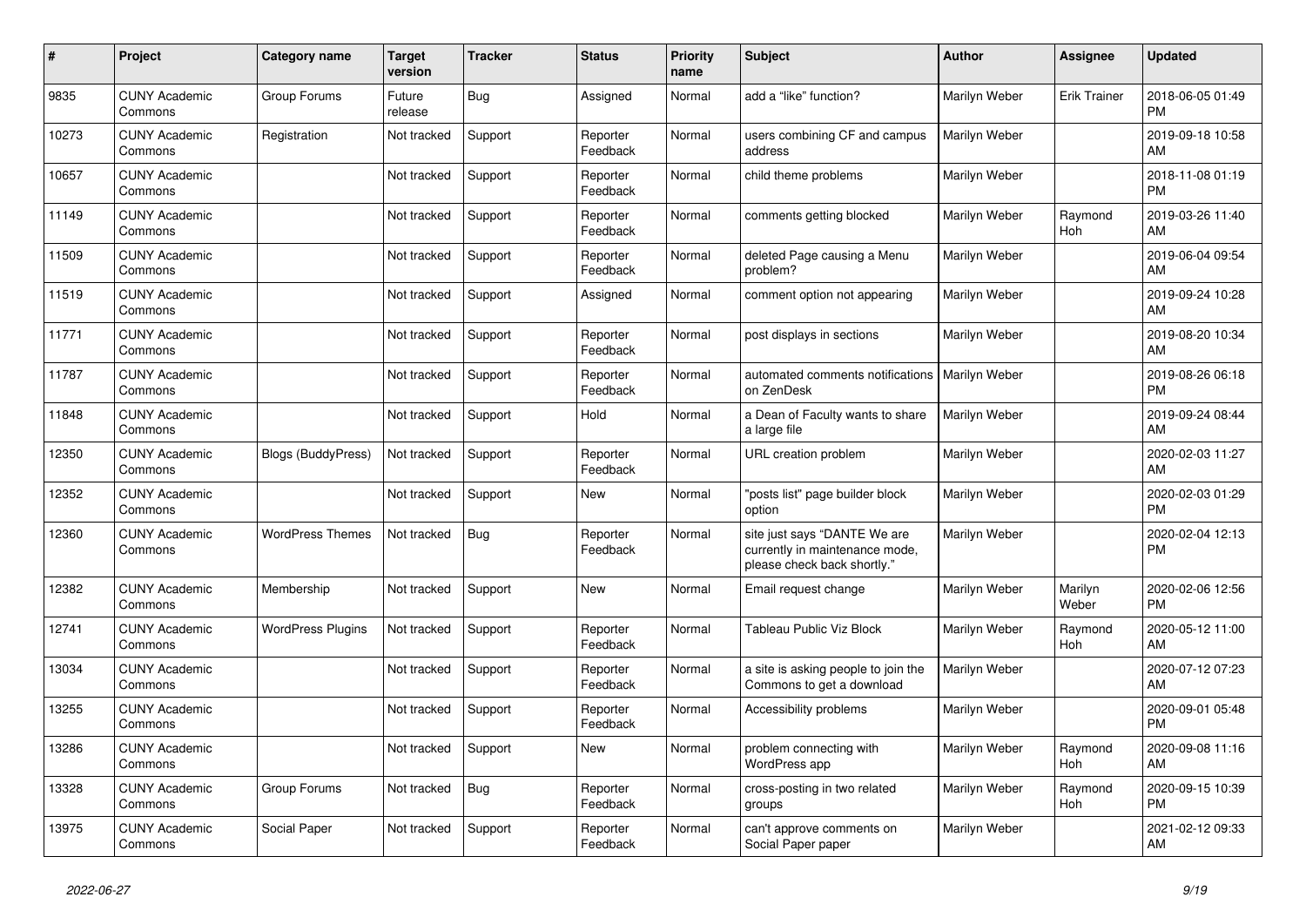| # | Project | Category name | Target version | Tracker | Status | Priority name | Subject | Author | Assignee | Updated |
|---|---|---|---|---|---|---|---|---|---|---|
| 9835 | CUNY Academic Commons | Group Forums | Future release | Bug | Assigned | Normal | add a “like” function? | Marilyn Weber | Erik Trainer | 2018-06-05 01:49 PM |
| 10273 | CUNY Academic Commons | Registration | Not tracked | Support | Reporter Feedback | Normal | users combining CF and campus address | Marilyn Weber | | 2019-09-18 10:58 AM |
| 10657 | CUNY Academic Commons | | Not tracked | Support | Reporter Feedback | Normal | child theme problems | Marilyn Weber | | 2018-11-08 01:19 PM |
| 11149 | CUNY Academic Commons | | Not tracked | Support | Reporter Feedback | Normal | comments getting blocked | Marilyn Weber | Raymond Hoh | 2019-03-26 11:40 AM |
| 11509 | CUNY Academic Commons | | Not tracked | Support | Reporter Feedback | Normal | deleted Page causing a Menu problem? | Marilyn Weber | | 2019-06-04 09:54 AM |
| 11519 | CUNY Academic Commons | | Not tracked | Support | Assigned | Normal | comment option not appearing | Marilyn Weber | | 2019-09-24 10:28 AM |
| 11771 | CUNY Academic Commons | | Not tracked | Support | Reporter Feedback | Normal | post displays in sections | Marilyn Weber | | 2019-08-20 10:34 AM |
| 11787 | CUNY Academic Commons | | Not tracked | Support | Reporter Feedback | Normal | automated comments notifications on ZenDesk | Marilyn Weber | | 2019-08-26 06:18 PM |
| 11848 | CUNY Academic Commons | | Not tracked | Support | Hold | Normal | a Dean of Faculty wants to share a large file | Marilyn Weber | | 2019-09-24 08:44 AM |
| 12350 | CUNY Academic Commons | Blogs (BuddyPress) | Not tracked | Support | Reporter Feedback | Normal | URL creation problem | Marilyn Weber | | 2020-02-03 11:27 AM |
| 12352 | CUNY Academic Commons | | Not tracked | Support | New | Normal | "posts list" page builder block option | Marilyn Weber | | 2020-02-03 01:29 PM |
| 12360 | CUNY Academic Commons | WordPress Themes | Not tracked | Bug | Reporter Feedback | Normal | site just says “DANTE We are currently in maintenance mode, please check back shortly.” | Marilyn Weber | | 2020-02-04 12:13 PM |
| 12382 | CUNY Academic Commons | Membership | Not tracked | Support | New | Normal | Email request change | Marilyn Weber | Marilyn Weber | 2020-02-06 12:56 PM |
| 12741 | CUNY Academic Commons | WordPress Plugins | Not tracked | Support | Reporter Feedback | Normal | Tableau Public Viz Block | Marilyn Weber | Raymond Hoh | 2020-05-12 11:00 AM |
| 13034 | CUNY Academic Commons | | Not tracked | Support | Reporter Feedback | Normal | a site is asking people to join the Commons to get a download | Marilyn Weber | | 2020-07-12 07:23 AM |
| 13255 | CUNY Academic Commons | | Not tracked | Support | Reporter Feedback | Normal | Accessibility problems | Marilyn Weber | | 2020-09-01 05:48 PM |
| 13286 | CUNY Academic Commons | | Not tracked | Support | New | Normal | problem connecting with WordPress app | Marilyn Weber | Raymond Hoh | 2020-09-08 11:16 AM |
| 13328 | CUNY Academic Commons | Group Forums | Not tracked | Bug | Reporter Feedback | Normal | cross-posting in two related groups | Marilyn Weber | Raymond Hoh | 2020-09-15 10:39 PM |
| 13975 | CUNY Academic Commons | Social Paper | Not tracked | Support | Reporter Feedback | Normal | can't approve comments on Social Paper paper | Marilyn Weber | | 2021-02-12 09:33 AM |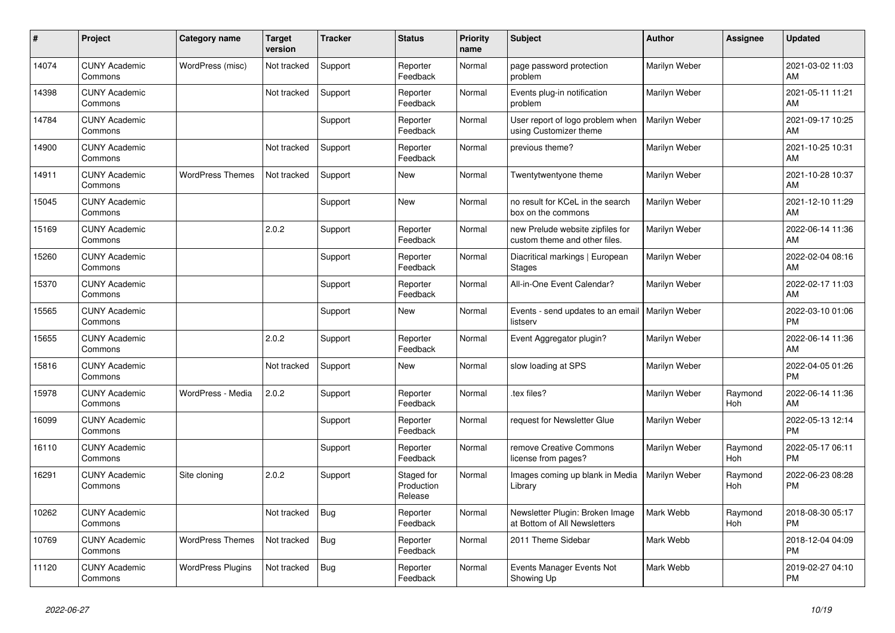| # | Project | Category name | Target version | Tracker | Status | Priority name | Subject | Author | Assignee | Updated |
|---|---|---|---|---|---|---|---|---|---|---|
| 14074 | CUNY Academic Commons | WordPress (misc) | Not tracked | Support | Reporter Feedback | Normal | page password protection problem | Marilyn Weber | | 2021-03-02 11:03 AM |
| 14398 | CUNY Academic Commons | | Not tracked | Support | Reporter Feedback | Normal | Events plug-in notification problem | Marilyn Weber | | 2021-05-11 11:21 AM |
| 14784 | CUNY Academic Commons | | | Support | Reporter Feedback | Normal | User report of logo problem when using Customizer theme | Marilyn Weber | | 2021-09-17 10:25 AM |
| 14900 | CUNY Academic Commons | | Not tracked | Support | Reporter Feedback | Normal | previous theme? | Marilyn Weber | | 2021-10-25 10:31 AM |
| 14911 | CUNY Academic Commons | WordPress Themes | Not tracked | Support | New | Normal | Twentytwentyone theme | Marilyn Weber | | 2021-10-28 10:37 AM |
| 15045 | CUNY Academic Commons | | | Support | New | Normal | no result for KCeL in the search box on the commons | Marilyn Weber | | 2021-12-10 11:29 AM |
| 15169 | CUNY Academic Commons | | 2.0.2 | Support | Reporter Feedback | Normal | new Prelude website zipfiles for custom theme and other files. | Marilyn Weber | | 2022-06-14 11:36 AM |
| 15260 | CUNY Academic Commons | | | Support | Reporter Feedback | Normal | Diacritical markings \| European Stages | Marilyn Weber | | 2022-02-04 08:16 AM |
| 15370 | CUNY Academic Commons | | | Support | Reporter Feedback | Normal | All-in-One Event Calendar? | Marilyn Weber | | 2022-02-17 11:03 AM |
| 15565 | CUNY Academic Commons | | | Support | New | Normal | Events - send updates to an email listserv | Marilyn Weber | | 2022-03-10 01:06 PM |
| 15655 | CUNY Academic Commons | | 2.0.2 | Support | Reporter Feedback | Normal | Event Aggregator plugin? | Marilyn Weber | | 2022-06-14 11:36 AM |
| 15816 | CUNY Academic Commons | | Not tracked | Support | New | Normal | slow loading at SPS | Marilyn Weber | | 2022-04-05 01:26 PM |
| 15978 | CUNY Academic Commons | WordPress - Media | 2.0.2 | Support | Reporter Feedback | Normal | .tex files? | Marilyn Weber | Raymond Hoh | 2022-06-14 11:36 AM |
| 16099 | CUNY Academic Commons | | | Support | Reporter Feedback | Normal | request for Newsletter Glue | Marilyn Weber | | 2022-05-13 12:14 PM |
| 16110 | CUNY Academic Commons | | | Support | Reporter Feedback | Normal | remove Creative Commons license from pages? | Marilyn Weber | Raymond Hoh | 2022-05-17 06:11 PM |
| 16291 | CUNY Academic Commons | Site cloning | 2.0.2 | Support | Staged for Production Release | Normal | Images coming up blank in Media Library | Marilyn Weber | Raymond Hoh | 2022-06-23 08:28 PM |
| 10262 | CUNY Academic Commons | | Not tracked | Bug | Reporter Feedback | Normal | Newsletter Plugin: Broken Image at Bottom of All Newsletters | Mark Webb | Raymond Hoh | 2018-08-30 05:17 PM |
| 10769 | CUNY Academic Commons | WordPress Themes | Not tracked | Bug | Reporter Feedback | Normal | 2011 Theme Sidebar | Mark Webb | | 2018-12-04 04:09 PM |
| 11120 | CUNY Academic Commons | WordPress Plugins | Not tracked | Bug | Reporter Feedback | Normal | Events Manager Events Not Showing Up | Mark Webb | | 2019-02-27 04:10 PM |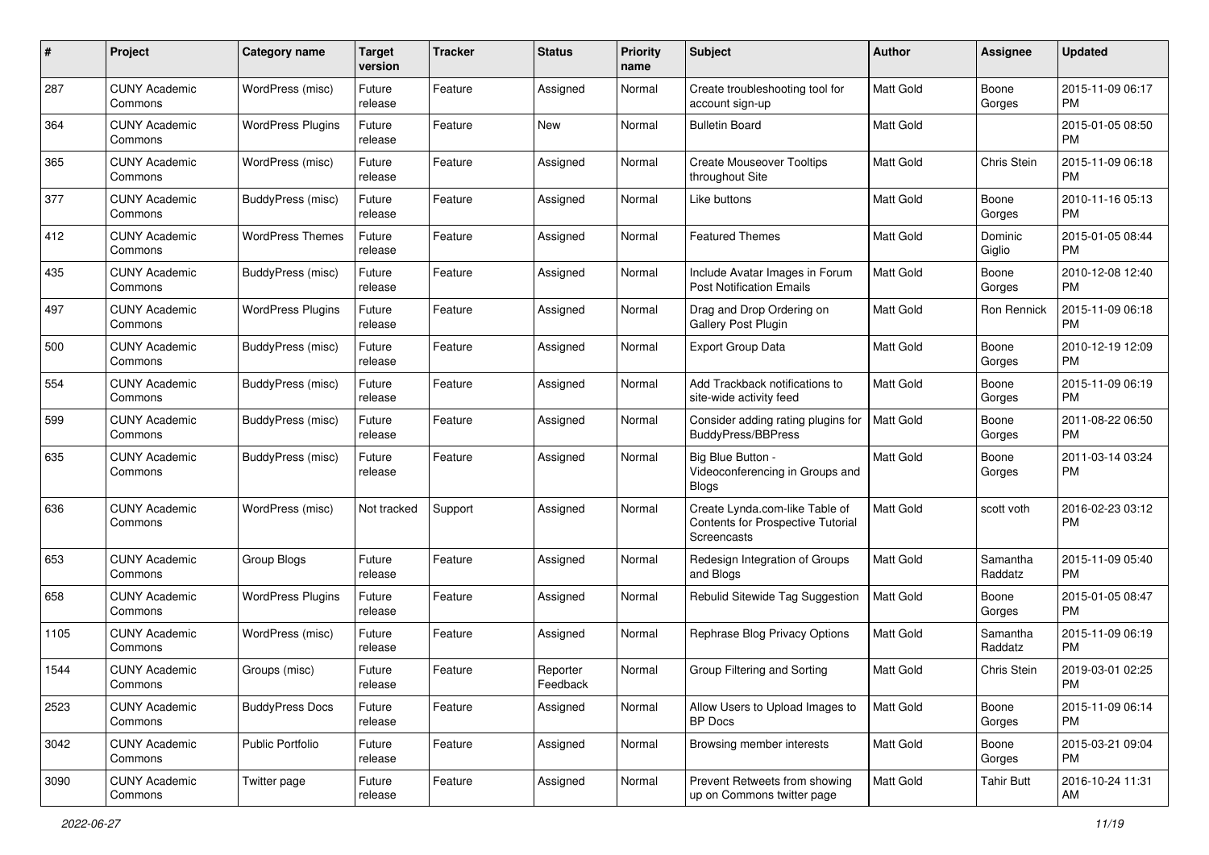| # | Project | Category name | Target version | Tracker | Status | Priority name | Subject | Author | Assignee | Updated |
|---|---|---|---|---|---|---|---|---|---|---|
| 287 | CUNY Academic Commons | WordPress (misc) | Future release | Feature | Assigned | Normal | Create troubleshooting tool for account sign-up | Matt Gold | Boone Gorges | 2015-11-09 06:17 PM |
| 364 | CUNY Academic Commons | WordPress Plugins | Future release | Feature | New | Normal | Bulletin Board | Matt Gold | | 2015-01-05 08:50 PM |
| 365 | CUNY Academic Commons | WordPress (misc) | Future release | Feature | Assigned | Normal | Create Mouseover Tooltips throughout Site | Matt Gold | Chris Stein | 2015-11-09 06:18 PM |
| 377 | CUNY Academic Commons | BuddyPress (misc) | Future release | Feature | Assigned | Normal | Like buttons | Matt Gold | Boone Gorges | 2010-11-16 05:13 PM |
| 412 | CUNY Academic Commons | WordPress Themes | Future release | Feature | Assigned | Normal | Featured Themes | Matt Gold | Dominic Giglio | 2015-01-05 08:44 PM |
| 435 | CUNY Academic Commons | BuddyPress (misc) | Future release | Feature | Assigned | Normal | Include Avatar Images in Forum Post Notification Emails | Matt Gold | Boone Gorges | 2010-12-08 12:40 PM |
| 497 | CUNY Academic Commons | WordPress Plugins | Future release | Feature | Assigned | Normal | Drag and Drop Ordering on Gallery Post Plugin | Matt Gold | Ron Rennick | 2015-11-09 06:18 PM |
| 500 | CUNY Academic Commons | BuddyPress (misc) | Future release | Feature | Assigned | Normal | Export Group Data | Matt Gold | Boone Gorges | 2010-12-19 12:09 PM |
| 554 | CUNY Academic Commons | BuddyPress (misc) | Future release | Feature | Assigned | Normal | Add Trackback notifications to site-wide activity feed | Matt Gold | Boone Gorges | 2015-11-09 06:19 PM |
| 599 | CUNY Academic Commons | BuddyPress (misc) | Future release | Feature | Assigned | Normal | Consider adding rating plugins for BuddyPress/BBPress | Matt Gold | Boone Gorges | 2011-08-22 06:50 PM |
| 635 | CUNY Academic Commons | BuddyPress (misc) | Future release | Feature | Assigned | Normal | Big Blue Button - Videoconferencing in Groups and Blogs | Matt Gold | Boone Gorges | 2011-03-14 03:24 PM |
| 636 | CUNY Academic Commons | WordPress (misc) | Not tracked | Support | Assigned | Normal | Create Lynda.com-like Table of Contents for Prospective Tutorial Screencasts | Matt Gold | scott voth | 2016-02-23 03:12 PM |
| 653 | CUNY Academic Commons | Group Blogs | Future release | Feature | Assigned | Normal | Redesign Integration of Groups and Blogs | Matt Gold | Samantha Raddatz | 2015-11-09 05:40 PM |
| 658 | CUNY Academic Commons | WordPress Plugins | Future release | Feature | Assigned | Normal | Rebulid Sitewide Tag Suggestion | Matt Gold | Boone Gorges | 2015-01-05 08:47 PM |
| 1105 | CUNY Academic Commons | WordPress (misc) | Future release | Feature | Assigned | Normal | Rephrase Blog Privacy Options | Matt Gold | Samantha Raddatz | 2015-11-09 06:19 PM |
| 1544 | CUNY Academic Commons | Groups (misc) | Future release | Feature | Reporter Feedback | Normal | Group Filtering and Sorting | Matt Gold | Chris Stein | 2019-03-01 02:25 PM |
| 2523 | CUNY Academic Commons | BuddyPress Docs | Future release | Feature | Assigned | Normal | Allow Users to Upload Images to BP Docs | Matt Gold | Boone Gorges | 2015-11-09 06:14 PM |
| 3042 | CUNY Academic Commons | Public Portfolio | Future release | Feature | Assigned | Normal | Browsing member interests | Matt Gold | Boone Gorges | 2015-03-21 09:04 PM |
| 3090 | CUNY Academic Commons | Twitter page | Future release | Feature | Assigned | Normal | Prevent Retweets from showing up on Commons twitter page | Matt Gold | Tahir Butt | 2016-10-24 11:31 AM |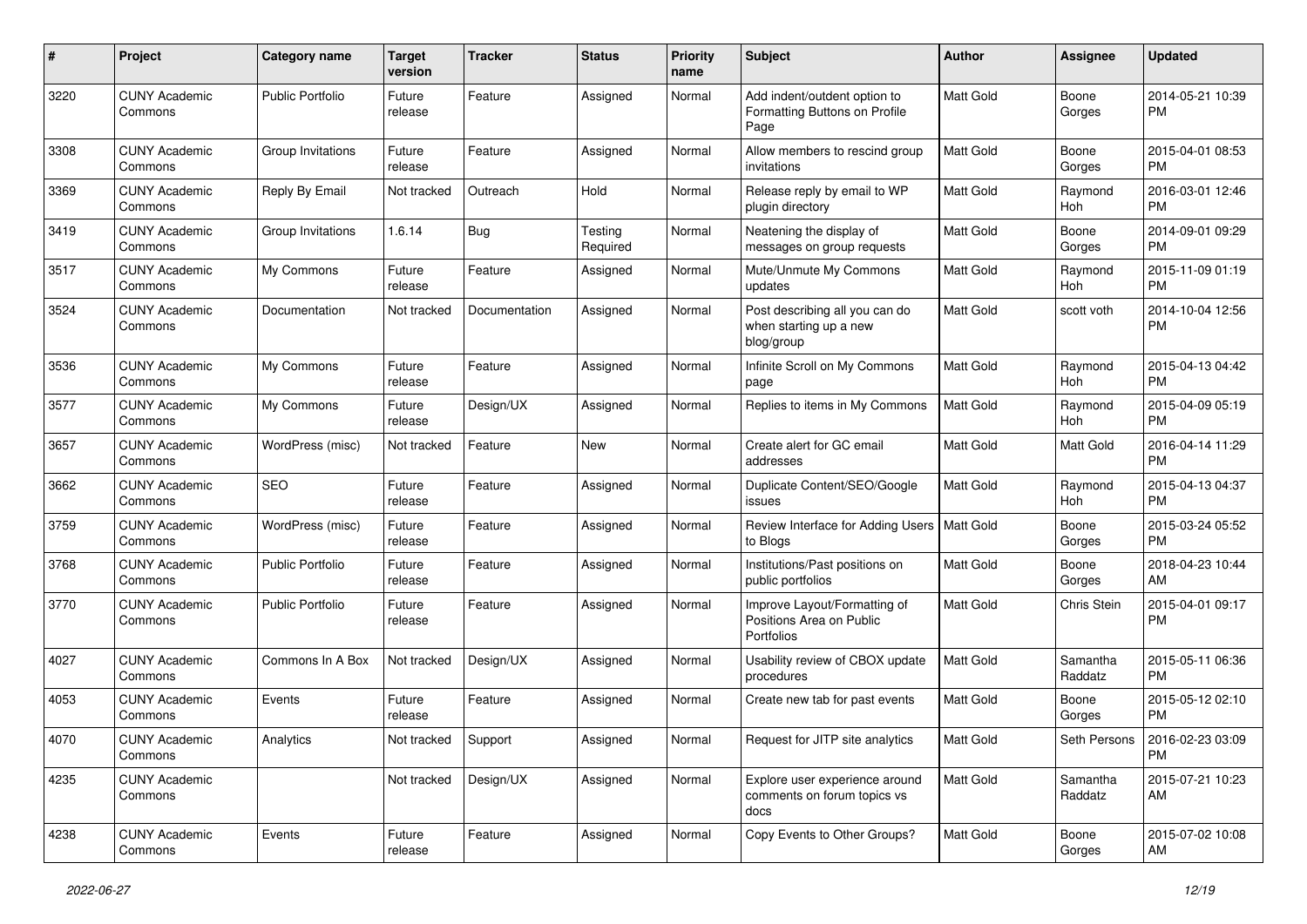| # | Project | Category name | Target version | Tracker | Status | Priority name | Subject | Author | Assignee | Updated |
|---|---|---|---|---|---|---|---|---|---|---|
| 3220 | CUNY Academic Commons | Public Portfolio | Future release | Feature | Assigned | Normal | Add indent/outdent option to Formatting Buttons on Profile Page | Matt Gold | Boone Gorges | 2014-05-21 10:39 PM |
| 3308 | CUNY Academic Commons | Group Invitations | Future release | Feature | Assigned | Normal | Allow members to rescind group invitations | Matt Gold | Boone Gorges | 2015-04-01 08:53 PM |
| 3369 | CUNY Academic Commons | Reply By Email | Not tracked | Outreach | Hold | Normal | Release reply by email to WP plugin directory | Matt Gold | Raymond Hoh | 2016-03-01 12:46 PM |
| 3419 | CUNY Academic Commons | Group Invitations | 1.6.14 | Bug | Testing Required | Normal | Neatening the display of messages on group requests | Matt Gold | Boone Gorges | 2014-09-01 09:29 PM |
| 3517 | CUNY Academic Commons | My Commons | Future release | Feature | Assigned | Normal | Mute/Unmute My Commons updates | Matt Gold | Raymond Hoh | 2015-11-09 01:19 PM |
| 3524 | CUNY Academic Commons | Documentation | Not tracked | Documentation | Assigned | Normal | Post describing all you can do when starting up a new blog/group | Matt Gold | scott voth | 2014-10-04 12:56 PM |
| 3536 | CUNY Academic Commons | My Commons | Future release | Feature | Assigned | Normal | Infinite Scroll on My Commons page | Matt Gold | Raymond Hoh | 2015-04-13 04:42 PM |
| 3577 | CUNY Academic Commons | My Commons | Future release | Design/UX | Assigned | Normal | Replies to items in My Commons | Matt Gold | Raymond Hoh | 2015-04-09 05:19 PM |
| 3657 | CUNY Academic Commons | WordPress (misc) | Not tracked | Feature | New | Normal | Create alert for GC email addresses | Matt Gold | Matt Gold | 2016-04-14 11:29 PM |
| 3662 | CUNY Academic Commons | SEO | Future release | Feature | Assigned | Normal | Duplicate Content/SEO/Google issues | Matt Gold | Raymond Hoh | 2015-04-13 04:37 PM |
| 3759 | CUNY Academic Commons | WordPress (misc) | Future release | Feature | Assigned | Normal | Review Interface for Adding Users to Blogs | Matt Gold | Boone Gorges | 2015-03-24 05:52 PM |
| 3768 | CUNY Academic Commons | Public Portfolio | Future release | Feature | Assigned | Normal | Institutions/Past positions on public portfolios | Matt Gold | Boone Gorges | 2018-04-23 10:44 AM |
| 3770 | CUNY Academic Commons | Public Portfolio | Future release | Feature | Assigned | Normal | Improve Layout/Formatting of Positions Area on Public Portfolios | Matt Gold | Chris Stein | 2015-04-01 09:17 PM |
| 4027 | CUNY Academic Commons | Commons In A Box | Not tracked | Design/UX | Assigned | Normal | Usability review of CBOX update procedures | Matt Gold | Samantha Raddatz | 2015-05-11 06:36 PM |
| 4053 | CUNY Academic Commons | Events | Future release | Feature | Assigned | Normal | Create new tab for past events | Matt Gold | Boone Gorges | 2015-05-12 02:10 PM |
| 4070 | CUNY Academic Commons | Analytics | Not tracked | Support | Assigned | Normal | Request for JITP site analytics | Matt Gold | Seth Persons | 2016-02-23 03:09 PM |
| 4235 | CUNY Academic Commons | | Not tracked | Design/UX | Assigned | Normal | Explore user experience around comments on forum topics vs docs | Matt Gold | Samantha Raddatz | 2015-07-21 10:23 AM |
| 4238 | CUNY Academic Commons | Events | Future release | Feature | Assigned | Normal | Copy Events to Other Groups? | Matt Gold | Boone Gorges | 2015-07-02 10:08 AM |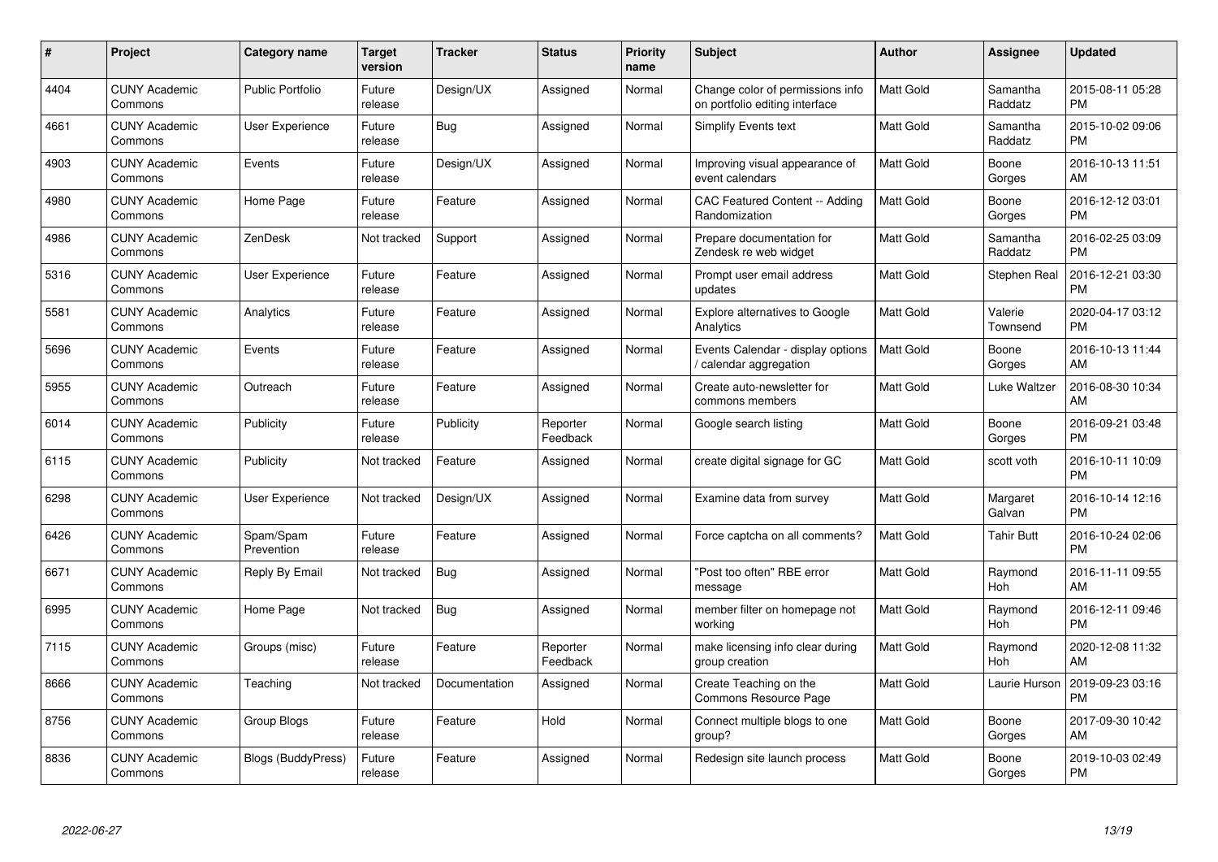| # | Project | Category name | Target version | Tracker | Status | Priority name | Subject | Author | Assignee | Updated |
|---|---|---|---|---|---|---|---|---|---|---|
| 4404 | CUNY Academic Commons | Public Portfolio | Future release | Design/UX | Assigned | Normal | Change color of permissions info on portfolio editing interface | Matt Gold | Samantha Raddatz | 2015-08-11 05:28 PM |
| 4661 | CUNY Academic Commons | User Experience | Future release | Bug | Assigned | Normal | Simplify Events text | Matt Gold | Samantha Raddatz | 2015-10-02 09:06 PM |
| 4903 | CUNY Academic Commons | Events | Future release | Design/UX | Assigned | Normal | Improving visual appearance of event calendars | Matt Gold | Boone Gorges | 2016-10-13 11:51 AM |
| 4980 | CUNY Academic Commons | Home Page | Future release | Feature | Assigned | Normal | CAC Featured Content -- Adding Randomization | Matt Gold | Boone Gorges | 2016-12-12 03:01 PM |
| 4986 | CUNY Academic Commons | ZenDesk | Not tracked | Support | Assigned | Normal | Prepare documentation for Zendesk re web widget | Matt Gold | Samantha Raddatz | 2016-02-25 03:09 PM |
| 5316 | CUNY Academic Commons | User Experience | Future release | Feature | Assigned | Normal | Prompt user email address updates | Matt Gold | Stephen Real | 2016-12-21 03:30 PM |
| 5581 | CUNY Academic Commons | Analytics | Future release | Feature | Assigned | Normal | Explore alternatives to Google Analytics | Matt Gold | Valerie Townsend | 2020-04-17 03:12 PM |
| 5696 | CUNY Academic Commons | Events | Future release | Feature | Assigned | Normal | Events Calendar - display options / calendar aggregation | Matt Gold | Boone Gorges | 2016-10-13 11:44 AM |
| 5955 | CUNY Academic Commons | Outreach | Future release | Feature | Assigned | Normal | Create auto-newsletter for commons members | Matt Gold | Luke Waltzer | 2016-08-30 10:34 AM |
| 6014 | CUNY Academic Commons | Publicity | Future release | Publicity | Reporter Feedback | Normal | Google search listing | Matt Gold | Boone Gorges | 2016-09-21 03:48 PM |
| 6115 | CUNY Academic Commons | Publicity | Not tracked | Feature | Assigned | Normal | create digital signage for GC | Matt Gold | scott voth | 2016-10-11 10:09 PM |
| 6298 | CUNY Academic Commons | User Experience | Not tracked | Design/UX | Assigned | Normal | Examine data from survey | Matt Gold | Margaret Galvan | 2016-10-14 12:16 PM |
| 6426 | CUNY Academic Commons | Spam/Spam Prevention | Future release | Feature | Assigned | Normal | Force captcha on all comments? | Matt Gold | Tahir Butt | 2016-10-24 02:06 PM |
| 6671 | CUNY Academic Commons | Reply By Email | Not tracked | Bug | Assigned | Normal | "Post too often" RBE error message | Matt Gold | Raymond Hoh | 2016-11-11 09:55 AM |
| 6995 | CUNY Academic Commons | Home Page | Not tracked | Bug | Assigned | Normal | member filter on homepage not working | Matt Gold | Raymond Hoh | 2016-12-11 09:46 PM |
| 7115 | CUNY Academic Commons | Groups (misc) | Future release | Feature | Reporter Feedback | Normal | make licensing info clear during group creation | Matt Gold | Raymond Hoh | 2020-12-08 11:32 AM |
| 8666 | CUNY Academic Commons | Teaching | Not tracked | Documentation | Assigned | Normal | Create Teaching on the Commons Resource Page | Matt Gold | Laurie Hurson | 2019-09-23 03:16 PM |
| 8756 | CUNY Academic Commons | Group Blogs | Future release | Feature | Hold | Normal | Connect multiple blogs to one group? | Matt Gold | Boone Gorges | 2017-09-30 10:42 AM |
| 8836 | CUNY Academic Commons | Blogs (BuddyPress) | Future release | Feature | Assigned | Normal | Redesign site launch process | Matt Gold | Boone Gorges | 2019-10-03 02:49 PM |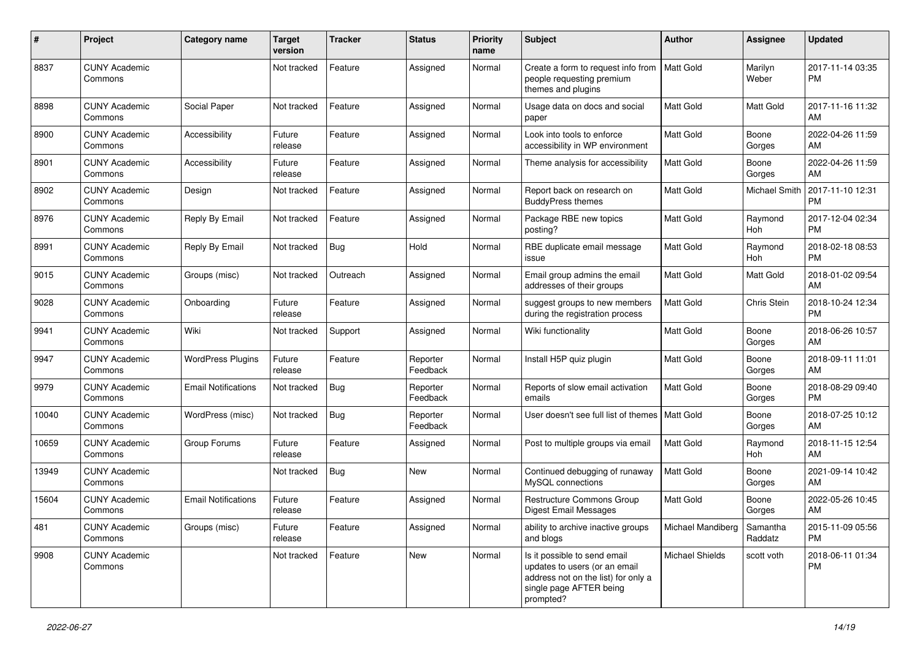| # | Project | Category name | Target version | Tracker | Status | Priority name | Subject | Author | Assignee | Updated |
|---|---|---|---|---|---|---|---|---|---|---|
| 8837 | CUNY Academic Commons | | Not tracked | Feature | Assigned | Normal | Create a form to request info from people requesting premium themes and plugins | Matt Gold | Marilyn Weber | 2017-11-14 03:35 PM |
| 8898 | CUNY Academic Commons | Social Paper | Not tracked | Feature | Assigned | Normal | Usage data on docs and social paper | Matt Gold | Matt Gold | 2017-11-16 11:32 AM |
| 8900 | CUNY Academic Commons | Accessibility | Future release | Feature | Assigned | Normal | Look into tools to enforce accessibility in WP environment | Matt Gold | Boone Gorges | 2022-04-26 11:59 AM |
| 8901 | CUNY Academic Commons | Accessibility | Future release | Feature | Assigned | Normal | Theme analysis for accessibility | Matt Gold | Boone Gorges | 2022-04-26 11:59 AM |
| 8902 | CUNY Academic Commons | Design | Not tracked | Feature | Assigned | Normal | Report back on research on BuddyPress themes | Matt Gold | Michael Smith | 2017-11-10 12:31 PM |
| 8976 | CUNY Academic Commons | Reply By Email | Not tracked | Feature | Assigned | Normal | Package RBE new topics posting? | Matt Gold | Raymond Hoh | 2017-12-04 02:34 PM |
| 8991 | CUNY Academic Commons | Reply By Email | Not tracked | Bug | Hold | Normal | RBE duplicate email message issue | Matt Gold | Raymond Hoh | 2018-02-18 08:53 PM |
| 9015 | CUNY Academic Commons | Groups (misc) | Not tracked | Outreach | Assigned | Normal | Email group admins the email addresses of their groups | Matt Gold | Matt Gold | 2018-01-02 09:54 AM |
| 9028 | CUNY Academic Commons | Onboarding | Future release | Feature | Assigned | Normal | suggest groups to new members during the registration process | Matt Gold | Chris Stein | 2018-10-24 12:34 PM |
| 9941 | CUNY Academic Commons | Wiki | Not tracked | Support | Assigned | Normal | Wiki functionality | Matt Gold | Boone Gorges | 2018-06-26 10:57 AM |
| 9947 | CUNY Academic Commons | WordPress Plugins | Future release | Feature | Reporter Feedback | Normal | Install H5P quiz plugin | Matt Gold | Boone Gorges | 2018-09-11 11:01 AM |
| 9979 | CUNY Academic Commons | Email Notifications | Not tracked | Bug | Reporter Feedback | Normal | Reports of slow email activation emails | Matt Gold | Boone Gorges | 2018-08-29 09:40 PM |
| 10040 | CUNY Academic Commons | WordPress (misc) | Not tracked | Bug | Reporter Feedback | Normal | User doesn't see full list of themes | Matt Gold | Boone Gorges | 2018-07-25 10:12 AM |
| 10659 | CUNY Academic Commons | Group Forums | Future release | Feature | Assigned | Normal | Post to multiple groups via email | Matt Gold | Raymond Hoh | 2018-11-15 12:54 AM |
| 13949 | CUNY Academic Commons | | Not tracked | Bug | New | Normal | Continued debugging of runaway MySQL connections | Matt Gold | Boone Gorges | 2021-09-14 10:42 AM |
| 15604 | CUNY Academic Commons | Email Notifications | Future release | Feature | Assigned | Normal | Restructure Commons Group Digest Email Messages | Matt Gold | Boone Gorges | 2022-05-26 10:45 AM |
| 481 | CUNY Academic Commons | Groups (misc) | Future release | Feature | Assigned | Normal | ability to archive inactive groups and blogs | Michael Mandiberg | Samantha Raddatz | 2015-11-09 05:56 PM |
| 9908 | CUNY Academic Commons | | Not tracked | Feature | New | Normal | Is it possible to send email updates to users (or an email address not on the list) for only a single page AFTER being prompted? | Michael Shields | scott voth | 2018-06-11 01:34 PM |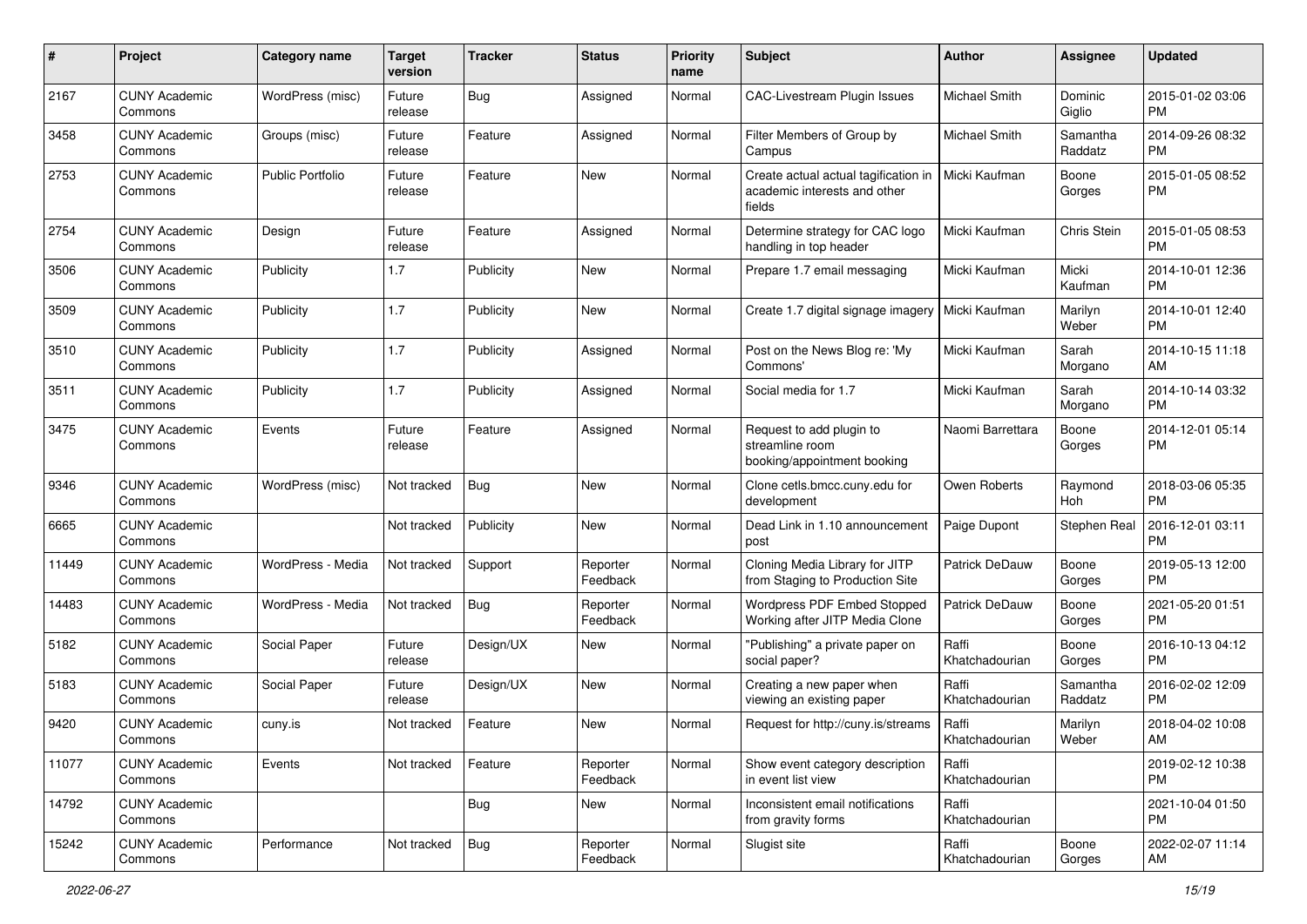| # | Project | Category name | Target version | Tracker | Status | Priority name | Subject | Author | Assignee | Updated |
|---|---|---|---|---|---|---|---|---|---|---|
| 2167 | CUNY Academic Commons | WordPress (misc) | Future release | Bug | Assigned | Normal | CAC-Livestream Plugin Issues | Michael Smith | Dominic Giglio | 2015-01-02 03:06 PM |
| 3458 | CUNY Academic Commons | Groups (misc) | Future release | Feature | Assigned | Normal | Filter Members of Group by Campus | Michael Smith | Samantha Raddatz | 2014-09-26 08:32 PM |
| 2753 | CUNY Academic Commons | Public Portfolio | Future release | Feature | New | Normal | Create actual actual tagification in academic interests and other fields | Micki Kaufman | Boone Gorges | 2015-01-05 08:52 PM |
| 2754 | CUNY Academic Commons | Design | Future release | Feature | Assigned | Normal | Determine strategy for CAC logo handling in top header | Micki Kaufman | Chris Stein | 2015-01-05 08:53 PM |
| 3506 | CUNY Academic Commons | Publicity | 1.7 | Publicity | New | Normal | Prepare 1.7 email messaging | Micki Kaufman | Micki Kaufman | 2014-10-01 12:36 PM |
| 3509 | CUNY Academic Commons | Publicity | 1.7 | Publicity | New | Normal | Create 1.7 digital signage imagery | Micki Kaufman | Marilyn Weber | 2014-10-01 12:40 PM |
| 3510 | CUNY Academic Commons | Publicity | 1.7 | Publicity | Assigned | Normal | Post on the News Blog re: 'My Commons' | Micki Kaufman | Sarah Morgano | 2014-10-15 11:18 AM |
| 3511 | CUNY Academic Commons | Publicity | 1.7 | Publicity | Assigned | Normal | Social media for 1.7 | Micki Kaufman | Sarah Morgano | 2014-10-14 03:32 PM |
| 3475 | CUNY Academic Commons | Events | Future release | Feature | Assigned | Normal | Request to add plugin to streamline room booking/appointment booking | Naomi Barrettara | Boone Gorges | 2014-12-01 05:14 PM |
| 9346 | CUNY Academic Commons | WordPress (misc) | Not tracked | Bug | New | Normal | Clone cetls.bmcc.cuny.edu for development | Owen Roberts | Raymond Hoh | 2018-03-06 05:35 PM |
| 6665 | CUNY Academic Commons | | Not tracked | Publicity | New | Normal | Dead Link in 1.10 announcement post | Paige Dupont | Stephen Real | 2016-12-01 03:11 PM |
| 11449 | CUNY Academic Commons | WordPress - Media | Not tracked | Support | Reporter Feedback | Normal | Cloning Media Library for JITP from Staging to Production Site | Patrick DeDauw | Boone Gorges | 2019-05-13 12:00 PM |
| 14483 | CUNY Academic Commons | WordPress - Media | Not tracked | Bug | Reporter Feedback | Normal | Wordpress PDF Embed Stopped Working after JITP Media Clone | Patrick DeDauw | Boone Gorges | 2021-05-20 01:51 PM |
| 5182 | CUNY Academic Commons | Social Paper | Future release | Design/UX | New | Normal | "Publishing" a private paper on social paper? | Raffi Khatchadourian | Boone Gorges | 2016-10-13 04:12 PM |
| 5183 | CUNY Academic Commons | Social Paper | Future release | Design/UX | New | Normal | Creating a new paper when viewing an existing paper | Raffi Khatchadourian | Samantha Raddatz | 2016-02-02 12:09 PM |
| 9420 | CUNY Academic Commons | cuny.is | Not tracked | Feature | New | Normal | Request for http://cuny.is/streams | Raffi Khatchadourian | Marilyn Weber | 2018-04-02 10:08 AM |
| 11077 | CUNY Academic Commons | Events | Not tracked | Feature | Reporter Feedback | Normal | Show event category description in event list view | Raffi Khatchadourian | | 2019-02-12 10:38 PM |
| 14792 | CUNY Academic Commons | | | Bug | New | Normal | Inconsistent email notifications from gravity forms | Raffi Khatchadourian | | 2021-10-04 01:50 PM |
| 15242 | CUNY Academic Commons | Performance | Not tracked | Bug | Reporter Feedback | Normal | Slugist site | Raffi Khatchadourian | Boone Gorges | 2022-02-07 11:14 AM |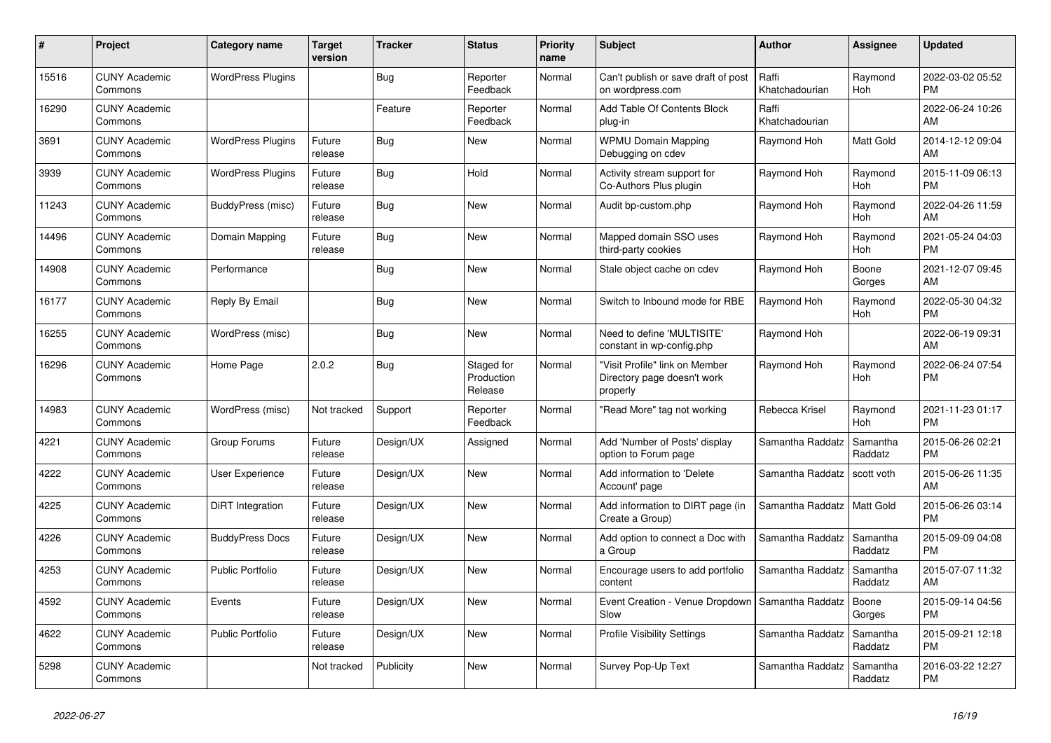| # | Project | Category name | Target version | Tracker | Status | Priority name | Subject | Author | Assignee | Updated |
|---|---|---|---|---|---|---|---|---|---|---|
| 15516 | CUNY Academic Commons | WordPress Plugins | | Bug | Reporter Feedback | Normal | Can't publish or save draft of post on wordpress.com | Raffi Khatchadourian | Raymond Hoh | 2022-03-02 05:52 PM |
| 16290 | CUNY Academic Commons | | | Feature | Reporter Feedback | Normal | Add Table Of Contents Block plug-in | Raffi Khatchadourian | | 2022-06-24 10:26 AM |
| 3691 | CUNY Academic Commons | WordPress Plugins | Future release | Bug | New | Normal | WPMU Domain Mapping Debugging on cdev | Raymond Hoh | Matt Gold | 2014-12-12 09:04 AM |
| 3939 | CUNY Academic Commons | WordPress Plugins | Future release | Bug | Hold | Normal | Activity stream support for Co-Authors Plus plugin | Raymond Hoh | Raymond Hoh | 2015-11-09 06:13 PM |
| 11243 | CUNY Academic Commons | BuddyPress (misc) | Future release | Bug | New | Normal | Audit bp-custom.php | Raymond Hoh | Raymond Hoh | 2022-04-26 11:59 AM |
| 14496 | CUNY Academic Commons | Domain Mapping | Future release | Bug | New | Normal | Mapped domain SSO uses third-party cookies | Raymond Hoh | Raymond Hoh | 2021-05-24 04:03 PM |
| 14908 | CUNY Academic Commons | Performance | | Bug | New | Normal | Stale object cache on cdev | Raymond Hoh | Boone Gorges | 2021-12-07 09:45 AM |
| 16177 | CUNY Academic Commons | Reply By Email | | Bug | New | Normal | Switch to Inbound mode for RBE | Raymond Hoh | Raymond Hoh | 2022-05-30 04:32 PM |
| 16255 | CUNY Academic Commons | WordPress (misc) | | Bug | New | Normal | Need to define 'MULTISITE' constant in wp-config.php | Raymond Hoh | | 2022-06-19 09:31 AM |
| 16296 | CUNY Academic Commons | Home Page | 2.0.2 | Bug | Staged for Production Release | Normal | "Visit Profile" link on Member Directory page doesn't work properly | Raymond Hoh | Raymond Hoh | 2022-06-24 07:54 PM |
| 14983 | CUNY Academic Commons | WordPress (misc) | Not tracked | Support | Reporter Feedback | Normal | "Read More" tag not working | Rebecca Krisel | Raymond Hoh | 2021-11-23 01:17 PM |
| 4221 | CUNY Academic Commons | Group Forums | Future release | Design/UX | Assigned | Normal | Add 'Number of Posts' display option to Forum page | Samantha Raddatz | Samantha Raddatz | 2015-06-26 02:21 PM |
| 4222 | CUNY Academic Commons | User Experience | Future release | Design/UX | New | Normal | Add information to 'Delete Account' page | Samantha Raddatz | scott voth | 2015-06-26 11:35 AM |
| 4225 | CUNY Academic Commons | DiRT Integration | Future release | Design/UX | New | Normal | Add information to DIRT page (in Create a Group) | Samantha Raddatz | Matt Gold | 2015-06-26 03:14 PM |
| 4226 | CUNY Academic Commons | BuddyPress Docs | Future release | Design/UX | New | Normal | Add option to connect a Doc with a Group | Samantha Raddatz | Samantha Raddatz | 2015-09-09 04:08 PM |
| 4253 | CUNY Academic Commons | Public Portfolio | Future release | Design/UX | New | Normal | Encourage users to add portfolio content | Samantha Raddatz | Samantha Raddatz | 2015-07-07 11:32 AM |
| 4592 | CUNY Academic Commons | Events | Future release | Design/UX | New | Normal | Event Creation - Venue Dropdown Slow | Samantha Raddatz | Boone Gorges | 2015-09-14 04:56 PM |
| 4622 | CUNY Academic Commons | Public Portfolio | Future release | Design/UX | New | Normal | Profile Visibility Settings | Samantha Raddatz | Samantha Raddatz | 2015-09-21 12:18 PM |
| 5298 | CUNY Academic Commons | | Not tracked | Publicity | New | Normal | Survey Pop-Up Text | Samantha Raddatz | Samantha Raddatz | 2016-03-22 12:27 PM |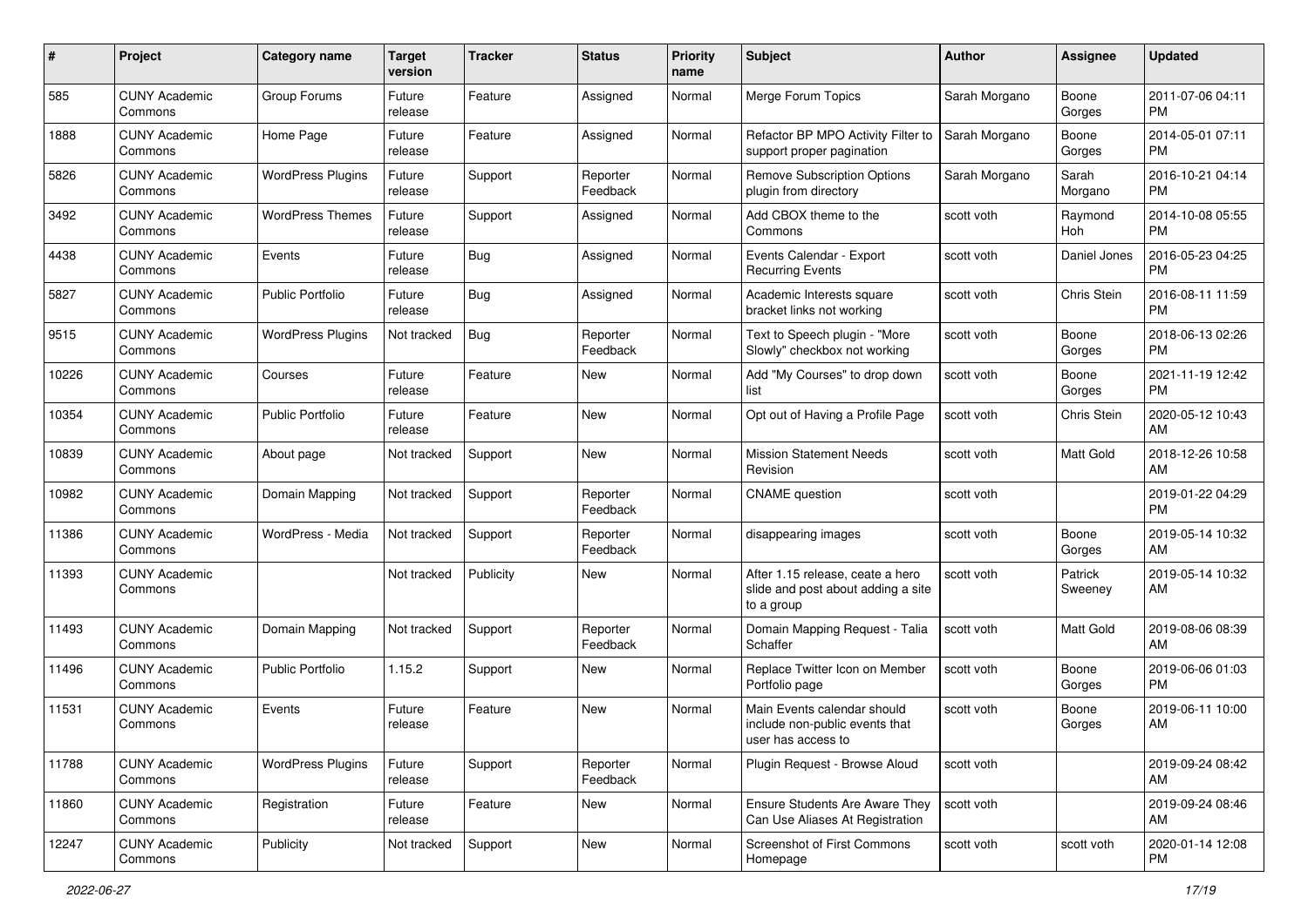| # | Project | Category name | Target version | Tracker | Status | Priority name | Subject | Author | Assignee | Updated |
|---|---|---|---|---|---|---|---|---|---|---|
| 585 | CUNY Academic Commons | Group Forums | Future release | Feature | Assigned | Normal | Merge Forum Topics | Sarah Morgano | Boone Gorges | 2011-07-06 04:11 PM |
| 1888 | CUNY Academic Commons | Home Page | Future release | Feature | Assigned | Normal | Refactor BP MPO Activity Filter to support proper pagination | Sarah Morgano | Boone Gorges | 2014-05-01 07:11 PM |
| 5826 | CUNY Academic Commons | WordPress Plugins | Future release | Support | Reporter Feedback | Normal | Remove Subscription Options plugin from directory | Sarah Morgano | Sarah Morgano | 2016-10-21 04:14 PM |
| 3492 | CUNY Academic Commons | WordPress Themes | Future release | Support | Assigned | Normal | Add CBOX theme to the Commons | scott voth | Raymond Hoh | 2014-10-08 05:55 PM |
| 4438 | CUNY Academic Commons | Events | Future release | Bug | Assigned | Normal | Events Calendar - Export Recurring Events | scott voth | Daniel Jones | 2016-05-23 04:25 PM |
| 5827 | CUNY Academic Commons | Public Portfolio | Future release | Bug | Assigned | Normal | Academic Interests square bracket links not working | scott voth | Chris Stein | 2016-08-11 11:59 PM |
| 9515 | CUNY Academic Commons | WordPress Plugins | Not tracked | Bug | Reporter Feedback | Normal | Text to Speech plugin - "More Slowly" checkbox not working | scott voth | Boone Gorges | 2018-06-13 02:26 PM |
| 10226 | CUNY Academic Commons | Courses | Future release | Feature | New | Normal | Add "My Courses" to drop down list | scott voth | Boone Gorges | 2021-11-19 12:42 PM |
| 10354 | CUNY Academic Commons | Public Portfolio | Future release | Feature | New | Normal | Opt out of Having a Profile Page | scott voth | Chris Stein | 2020-05-12 10:43 AM |
| 10839 | CUNY Academic Commons | About page | Not tracked | Support | New | Normal | Mission Statement Needs Revision | scott voth | Matt Gold | 2018-12-26 10:58 AM |
| 10982 | CUNY Academic Commons | Domain Mapping | Not tracked | Support | Reporter Feedback | Normal | CNAME question | scott voth | | 2019-01-22 04:29 PM |
| 11386 | CUNY Academic Commons | WordPress - Media | Not tracked | Support | Reporter Feedback | Normal | disappearing images | scott voth | Boone Gorges | 2019-05-14 10:32 AM |
| 11393 | CUNY Academic Commons | | Not tracked | Publicity | New | Normal | After 1.15 release, ceate a hero slide and post about adding a site to a group | scott voth | Patrick Sweeney | 2019-05-14 10:32 AM |
| 11493 | CUNY Academic Commons | Domain Mapping | Not tracked | Support | Reporter Feedback | Normal | Domain Mapping Request - Talia Schaffer | scott voth | Matt Gold | 2019-08-06 08:39 AM |
| 11496 | CUNY Academic Commons | Public Portfolio | 1.15.2 | Support | New | Normal | Replace Twitter Icon on Member Portfolio page | scott voth | Boone Gorges | 2019-06-06 01:03 PM |
| 11531 | CUNY Academic Commons | Events | Future release | Feature | New | Normal | Main Events calendar should include non-public events that user has access to | scott voth | Boone Gorges | 2019-06-11 10:00 AM |
| 11788 | CUNY Academic Commons | WordPress Plugins | Future release | Support | Reporter Feedback | Normal | Plugin Request - Browse Aloud | scott voth | | 2019-09-24 08:42 AM |
| 11860 | CUNY Academic Commons | Registration | Future release | Feature | New | Normal | Ensure Students Are Aware They Can Use Aliases At Registration | scott voth | | 2019-09-24 08:46 AM |
| 12247 | CUNY Academic Commons | Publicity | Not tracked | Support | New | Normal | Screenshot of First Commons Homepage | scott voth | scott voth | 2020-01-14 12:08 PM |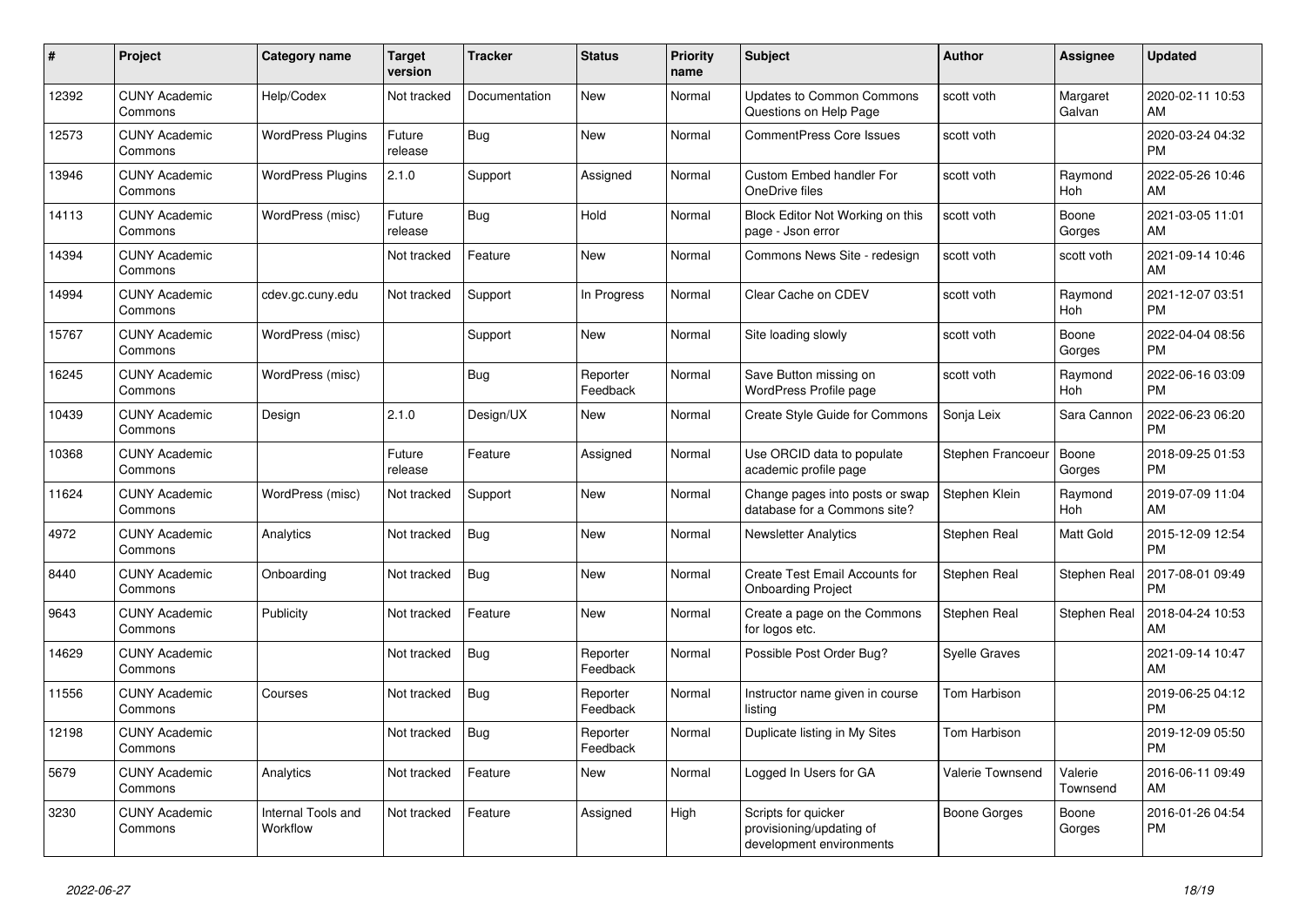| # | Project | Category name | Target version | Tracker | Status | Priority name | Subject | Author | Assignee | Updated |
|---|---|---|---|---|---|---|---|---|---|---|
| 12392 | CUNY Academic Commons | Help/Codex | Not tracked | Documentation | New | Normal | Updates to Common Commons Questions on Help Page | scott voth | Margaret Galvan | 2020-02-11 10:53 AM |
| 12573 | CUNY Academic Commons | WordPress Plugins | Future release | Bug | New | Normal | CommentPress Core Issues | scott voth | | 2020-03-24 04:32 PM |
| 13946 | CUNY Academic Commons | WordPress Plugins | 2.1.0 | Support | Assigned | Normal | Custom Embed handler For OneDrive files | scott voth | Raymond Hoh | 2022-05-26 10:46 AM |
| 14113 | CUNY Academic Commons | WordPress (misc) | Future release | Bug | Hold | Normal | Block Editor Not Working on this page - Json error | scott voth | Boone Gorges | 2021-03-05 11:01 AM |
| 14394 | CUNY Academic Commons | | Not tracked | Feature | New | Normal | Commons News Site - redesign | scott voth | scott voth | 2021-09-14 10:46 AM |
| 14994 | CUNY Academic Commons | cdev.gc.cuny.edu | Not tracked | Support | In Progress | Normal | Clear Cache on CDEV | scott voth | Raymond Hoh | 2021-12-07 03:51 PM |
| 15767 | CUNY Academic Commons | WordPress (misc) | | Support | New | Normal | Site loading slowly | scott voth | Boone Gorges | 2022-04-04 08:56 PM |
| 16245 | CUNY Academic Commons | WordPress (misc) | | Bug | Reporter Feedback | Normal | Save Button missing on WordPress Profile page | scott voth | Raymond Hoh | 2022-06-16 03:09 PM |
| 10439 | CUNY Academic Commons | Design | 2.1.0 | Design/UX | New | Normal | Create Style Guide for Commons | Sonja Leix | Sara Cannon | 2022-06-23 06:20 PM |
| 10368 | CUNY Academic Commons | | Future release | Feature | Assigned | Normal | Use ORCID data to populate academic profile page | Stephen Francoeur | Boone Gorges | 2018-09-25 01:53 PM |
| 11624 | CUNY Academic Commons | WordPress (misc) | Not tracked | Support | New | Normal | Change pages into posts or swap database for a Commons site? | Stephen Klein | Raymond Hoh | 2019-07-09 11:04 AM |
| 4972 | CUNY Academic Commons | Analytics | Not tracked | Bug | New | Normal | Newsletter Analytics | Stephen Real | Matt Gold | 2015-12-09 12:54 PM |
| 8440 | CUNY Academic Commons | Onboarding | Not tracked | Bug | New | Normal | Create Test Email Accounts for Onboarding Project | Stephen Real | Stephen Real | 2017-08-01 09:49 PM |
| 9643 | CUNY Academic Commons | Publicity | Not tracked | Feature | New | Normal | Create a page on the Commons for logos etc. | Stephen Real | Stephen Real | 2018-04-24 10:53 AM |
| 14629 | CUNY Academic Commons | | Not tracked | Bug | Reporter Feedback | Normal | Possible Post Order Bug? | Syelle Graves | | 2021-09-14 10:47 AM |
| 11556 | CUNY Academic Commons | Courses | Not tracked | Bug | Reporter Feedback | Normal | Instructor name given in course listing | Tom Harbison | | 2019-06-25 04:12 PM |
| 12198 | CUNY Academic Commons | | Not tracked | Bug | Reporter Feedback | Normal | Duplicate listing in My Sites | Tom Harbison | | 2019-12-09 05:50 PM |
| 5679 | CUNY Academic Commons | Analytics | Not tracked | Feature | New | Normal | Logged In Users for GA | Valerie Townsend | Valerie Townsend | 2016-06-11 09:49 AM |
| 3230 | CUNY Academic Commons | Internal Tools and Workflow | Not tracked | Feature | Assigned | High | Scripts for quicker provisioning/updating of development environments | Boone Gorges | Boone Gorges | 2016-01-26 04:54 PM |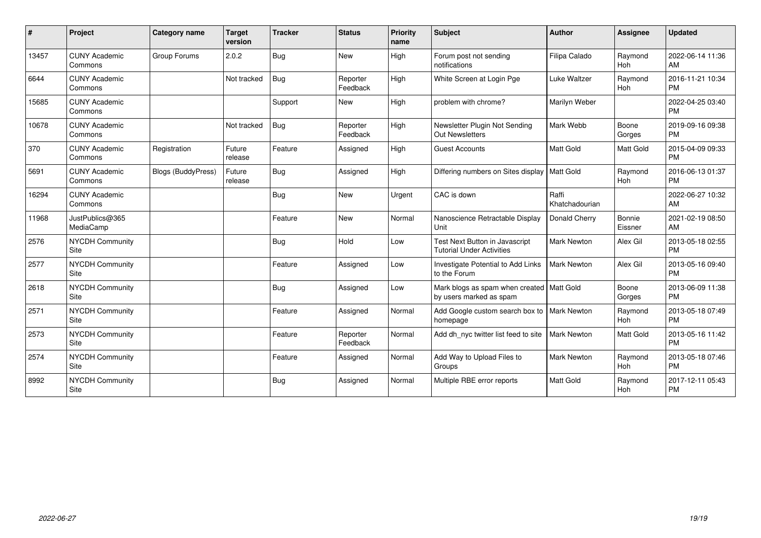| # | Project | Category name | Target version | Tracker | Status | Priority name | Subject | Author | Assignee | Updated |
|---|---|---|---|---|---|---|---|---|---|---|
| 13457 | CUNY Academic Commons | Group Forums | 2.0.2 | Bug | New | High | Forum post not sending notifications | Filipa Calado | Raymond Hoh | 2022-06-14 11:36 AM |
| 6644 | CUNY Academic Commons | | Not tracked | Bug | Reporter Feedback | High | White Screen at Login Pge | Luke Waltzer | Raymond Hoh | 2016-11-21 10:34 PM |
| 15685 | CUNY Academic Commons | | | Support | New | High | problem with chrome? | Marilyn Weber | | 2022-04-25 03:40 PM |
| 10678 | CUNY Academic Commons | | Not tracked | Bug | Reporter Feedback | High | Newsletter Plugin Not Sending Out Newsletters | Mark Webb | Boone Gorges | 2019-09-16 09:38 PM |
| 370 | CUNY Academic Commons | Registration | Future release | Feature | Assigned | High | Guest Accounts | Matt Gold | Matt Gold | 2015-04-09 09:33 PM |
| 5691 | CUNY Academic Commons | Blogs (BuddyPress) | Future release | Bug | Assigned | High | Differing numbers on Sites display | Matt Gold | Raymond Hoh | 2016-06-13 01:37 PM |
| 16294 | CUNY Academic Commons | | | Bug | New | Urgent | CAC is down | Raffi Khatchadourian | | 2022-06-27 10:32 AM |
| 11968 | JustPublics@365 MediaCamp | | | Feature | New | Normal | Nanoscience Retractable Display Unit | Donald Cherry | Bonnie Eissner | 2021-02-19 08:50 AM |
| 2576 | NYCDH Community Site | | | Bug | Hold | Low | Test Next Button in Javascript Tutorial Under Activities | Mark Newton | Alex Gil | 2013-05-18 02:55 PM |
| 2577 | NYCDH Community Site | | | Feature | Assigned | Low | Investigate Potential to Add Links to the Forum | Mark Newton | Alex Gil | 2013-05-16 09:40 PM |
| 2618 | NYCDH Community Site | | | Bug | Assigned | Low | Mark blogs as spam when created by users marked as spam | Matt Gold | Boone Gorges | 2013-06-09 11:38 PM |
| 2571 | NYCDH Community Site | | | Feature | Assigned | Normal | Add Google custom search box to homepage | Mark Newton | Raymond Hoh | 2013-05-18 07:49 PM |
| 2573 | NYCDH Community Site | | | Feature | Reporter Feedback | Normal | Add dh_nyc twitter list feed to site | Mark Newton | Matt Gold | 2013-05-16 11:42 PM |
| 2574 | NYCDH Community Site | | | Feature | Assigned | Normal | Add Way to Upload Files to Groups | Mark Newton | Raymond Hoh | 2013-05-18 07:46 PM |
| 8992 | NYCDH Community Site | | | Bug | Assigned | Normal | Multiple RBE error reports | Matt Gold | Raymond Hoh | 2017-12-11 05:43 PM |